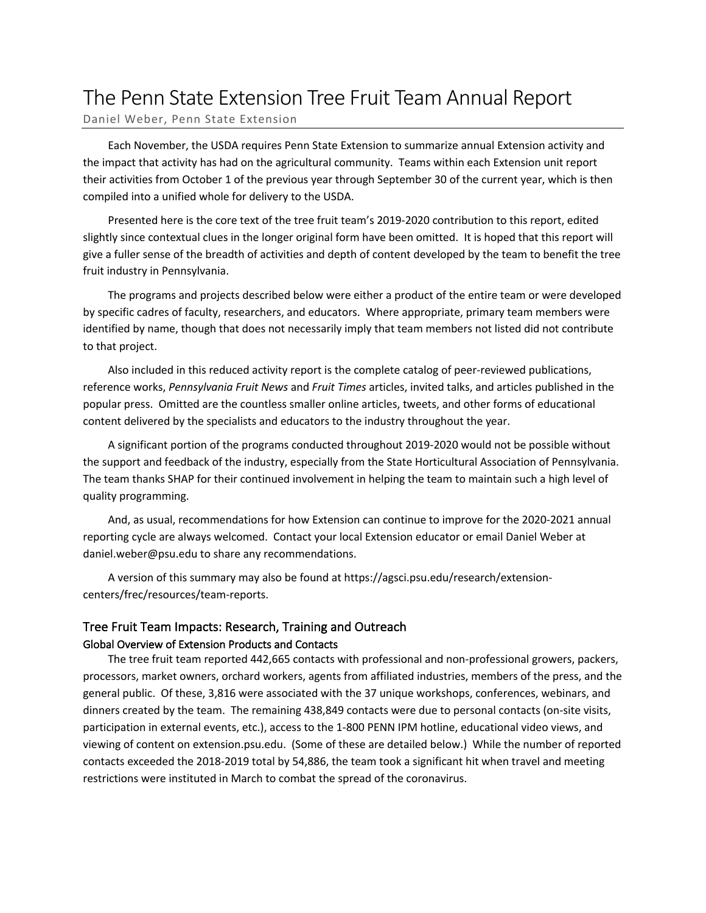# The Penn State Extension Tree Fruit Team Annual Report

Daniel Weber, Penn State Extension

Each November, the USDA requires Penn State Extension to summarize annual Extension activity and the impact that activity has had on the agricultural community. Teams within each Extension unit report their activities from October 1 of the previous year through September 30 of the current year, which is then compiled into a unified whole for delivery to the USDA.

Presented here is the core text of the tree fruit team's 2019-2020 contribution to this report, edited slightly since contextual clues in the longer original form have been omitted. It is hoped that this report will give a fuller sense of the breadth of activities and depth of content developed by the team to benefit the tree fruit industry in Pennsylvania.

The programs and projects described below were either a product of the entire team or were developed by specific cadres of faculty, researchers, and educators. Where appropriate, primary team members were identified by name, though that does not necessarily imply that team members not listed did not contribute to that project.

Also included in this reduced activity report is the complete catalog of peer-reviewed publications, reference works, *Pennsylvania Fruit News* and *Fruit Times* articles, invited talks, and articles published in the popular press. Omitted are the countless smaller online articles, tweets, and other forms of educational content delivered by the specialists and educators to the industry throughout the year.

A significant portion of the programs conducted throughout 2019-2020 would not be possible without the support and feedback of the industry, especially from the State Horticultural Association of Pennsylvania. The team thanks SHAP for their continued involvement in helping the team to maintain such a high level of quality programming.

And, as usual, recommendations for how Extension can continue to improve for the 2020-2021 annual reporting cycle are always welcomed. Contact your local Extension educator or email Daniel Weber at daniel.weber@psu.edu to share any recommendations.

A version of this summary may also be found at https://agsci.psu.edu/research/extension-centers/frec/resources/team-reports.

## Tree Fruit Team Impacts: Research, Training and Outreach

### Global Overview of Extension Products and Contacts

The tree fruit team reported 442,665 contacts with professional and non-professional growers, packers, processors, market owners, orchard workers, agents from affiliated industries, members of the press, and the general public. Of these, 3,816 were associated with the 37 unique workshops, conferences, webinars, and dinners created by the team. The remaining 438,849 contacts were due to personal contacts (on-site visits, participation in external events, etc.), access to the 1-800 PENN IPM hotline, educational video views, and viewing of content on extension.psu.edu. (Some of these are detailed below.) While the number of reported contacts exceeded the 2018-2019 total by 54,886, the team took a significant hit when travel and meeting restrictions were instituted in March to combat the spread of the coronavirus.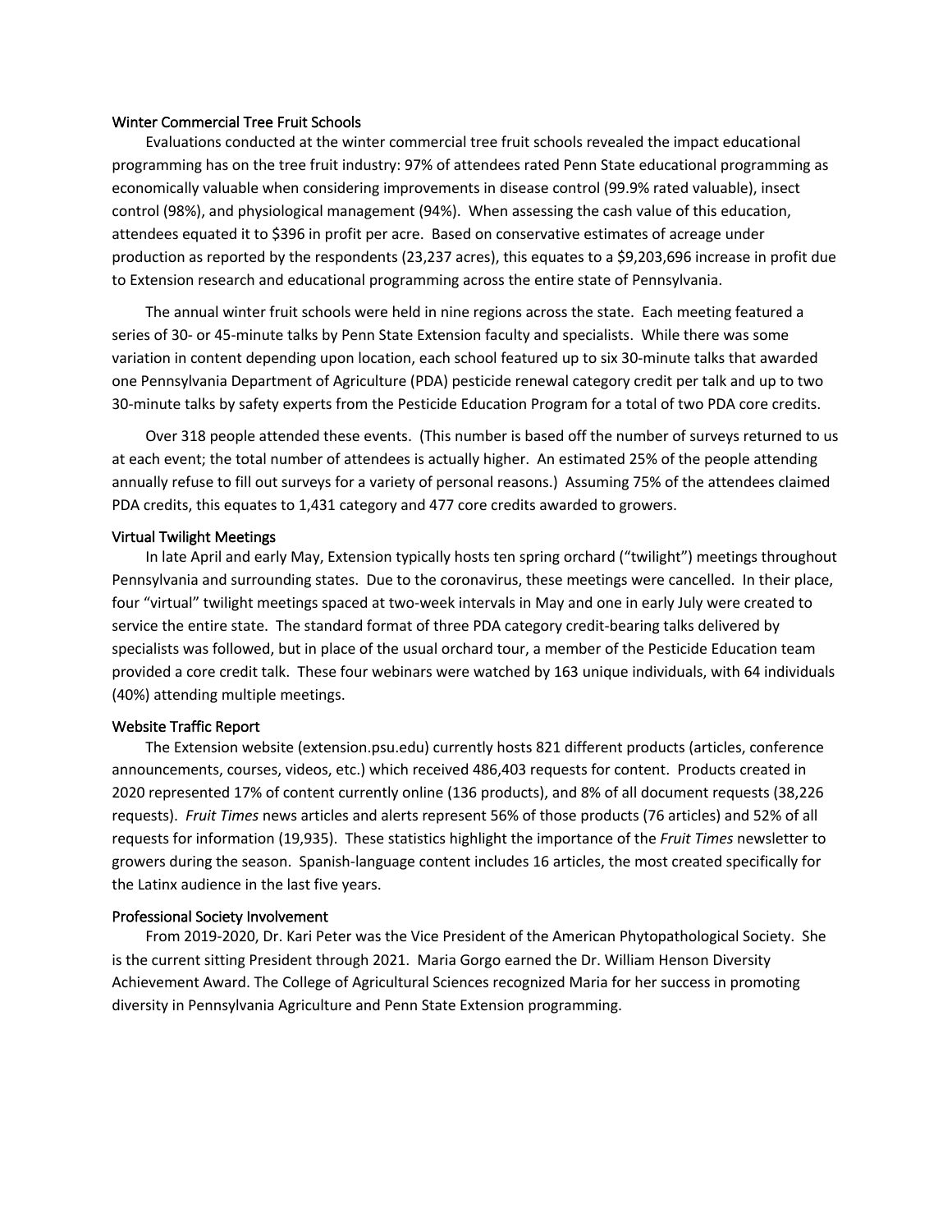### Winter Commercial Tree Fruit Schools

Evaluations conducted at the winter commercial tree fruit schools revealed the impact educational programming has on the tree fruit industry: 97% of attendees rated Penn State educational programming as economically valuable when considering improvements in disease control (99.9% rated valuable), insect control (98%), and physiological management (94%). When assessing the cash value of this education, attendees equated it to $396 in profit per acre. Based on conservative estimates of acreage under production as reported by the respondents (23,237 acres), this equates to a $9,203,696 increase in profit due to Extension research and educational programming across the entire state of Pennsylvania.

The annual winter fruit schools were held in nine regions across the state. Each meeting featured a series of 30- or 45-minute talks by Penn State Extension faculty and specialists. While there was some variation in content depending upon location, each school featured up to six 30-minute talks that awarded one Pennsylvania Department of Agriculture (PDA) pesticide renewal category credit per talk and up to two 30-minute talks by safety experts from the Pesticide Education Program for a total of two PDA core credits.

Over 318 people attended these events. (This number is based off the number of surveys returned to us at each event; the total number of attendees is actually higher. An estimated 25% of the people attending annually refuse to fill out surveys for a variety of personal reasons.) Assuming 75% of the attendees claimed PDA credits, this equates to 1,431 category and 477 core credits awarded to growers.

### Virtual Twilight Meetings

In late April and early May, Extension typically hosts ten spring orchard ("twilight") meetings throughout Pennsylvania and surrounding states. Due to the coronavirus, these meetings were cancelled. In their place, four "virtual" twilight meetings spaced at two-week intervals in May and one in early July were created to service the entire state. The standard format of three PDA category credit-bearing talks delivered by specialists was followed, but in place of the usual orchard tour, a member of the Pesticide Education team provided a core credit talk. These four webinars were watched by 163 unique individuals, with 64 individuals (40%) attending multiple meetings.

### Website Traffic Report

The Extension website (extension.psu.edu) currently hosts 821 different products (articles, conference announcements, courses, videos, etc.) which received 486,403 requests for content. Products created in 2020 represented 17% of content currently online (136 products), and 8% of all document requests (38,226 requests). *Fruit Times* news articles and alerts represent 56% of those products (76 articles) and 52% of all requests for information (19,935). These statistics highlight the importance of the *Fruit Times* newsletter to growers during the season. Spanish-language content includes 16 articles, the most created specifically for the Latinx audience in the last five years.

### Professional Society Involvement

From 2019-2020, Dr. Kari Peter was the Vice President of the American Phytopathological Society. She is the current sitting President through 2021. Maria Gorgo earned the Dr. William Henson Diversity Achievement Award. The College of Agricultural Sciences recognized Maria for her success in promoting diversity in Pennsylvania Agriculture and Penn State Extension programming.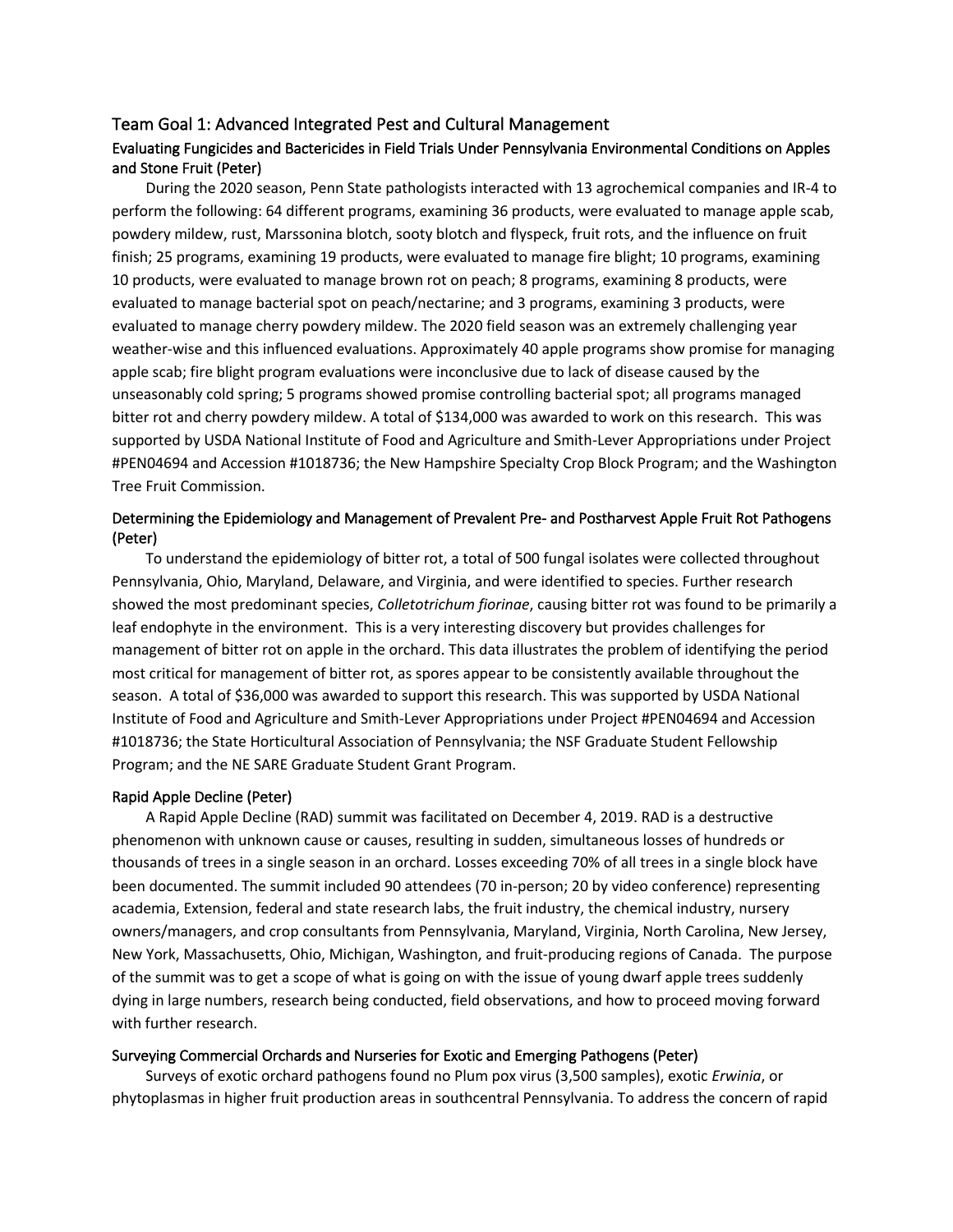## Team Goal 1: Advanced Integrated Pest and Cultural Management

### Evaluating Fungicides and Bactericides in Field Trials Under Pennsylvania Environmental Conditions on Apples and Stone Fruit (Peter)

During the 2020 season, Penn State pathologists interacted with 13 agrochemical companies and IR-4 to perform the following: 64 different programs, examining 36 products, were evaluated to manage apple scab, powdery mildew, rust, Marssonina blotch, sooty blotch and flyspeck, fruit rots, and the influence on fruit finish; 25 programs, examining 19 products, were evaluated to manage fire blight; 10 programs, examining 10 products, were evaluated to manage brown rot on peach; 8 programs, examining 8 products, were evaluated to manage bacterial spot on peach/nectarine; and 3 programs, examining 3 products, were evaluated to manage cherry powdery mildew. The 2020 field season was an extremely challenging year weather-wise and this influenced evaluations. Approximately 40 apple programs show promise for managing apple scab; fire blight program evaluations were inconclusive due to lack of disease caused by the unseasonably cold spring; 5 programs showed promise controlling bacterial spot; all programs managed bitter rot and cherry powdery mildew. A total of $134,000 was awarded to work on this research. This was supported by USDA National Institute of Food and Agriculture and Smith-Lever Appropriations under Project #PEN04694 and Accession #1018736; the New Hampshire Specialty Crop Block Program; and the Washington Tree Fruit Commission.

### Determining the Epidemiology and Management of Prevalent Pre- and Postharvest Apple Fruit Rot Pathogens (Peter)

To understand the epidemiology of bitter rot, a total of 500 fungal isolates were collected throughout Pennsylvania, Ohio, Maryland, Delaware, and Virginia, and were identified to species. Further research showed the most predominant species, *Colletotrichum fiorinae*, causing bitter rot was found to be primarily a leaf endophyte in the environment. This is a very interesting discovery but provides challenges for management of bitter rot on apple in the orchard. This data illustrates the problem of identifying the period most critical for management of bitter rot, as spores appear to be consistently available throughout the season. A total of $36,000 was awarded to support this research. This was supported by USDA National Institute of Food and Agriculture and Smith-Lever Appropriations under Project #PEN04694 and Accession #1018736; the State Horticultural Association of Pennsylvania; the NSF Graduate Student Fellowship Program; and the NE SARE Graduate Student Grant Program.

### Rapid Apple Decline (Peter)

A Rapid Apple Decline (RAD) summit was facilitated on December 4, 2019. RAD is a destructive phenomenon with unknown cause or causes, resulting in sudden, simultaneous losses of hundreds or thousands of trees in a single season in an orchard. Losses exceeding 70% of all trees in a single block have been documented. The summit included 90 attendees (70 in-person; 20 by video conference) representing academia, Extension, federal and state research labs, the fruit industry, the chemical industry, nursery owners/managers, and crop consultants from Pennsylvania, Maryland, Virginia, North Carolina, New Jersey, New York, Massachusetts, Ohio, Michigan, Washington, and fruit-producing regions of Canada. The purpose of the summit was to get a scope of what is going on with the issue of young dwarf apple trees suddenly dying in large numbers, research being conducted, field observations, and how to proceed moving forward with further research.

### Surveying Commercial Orchards and Nurseries for Exotic and Emerging Pathogens (Peter)

Surveys of exotic orchard pathogens found no Plum pox virus (3,500 samples), exotic *Erwinia*, or phytoplasmas in higher fruit production areas in southcentral Pennsylvania. To address the concern of rapid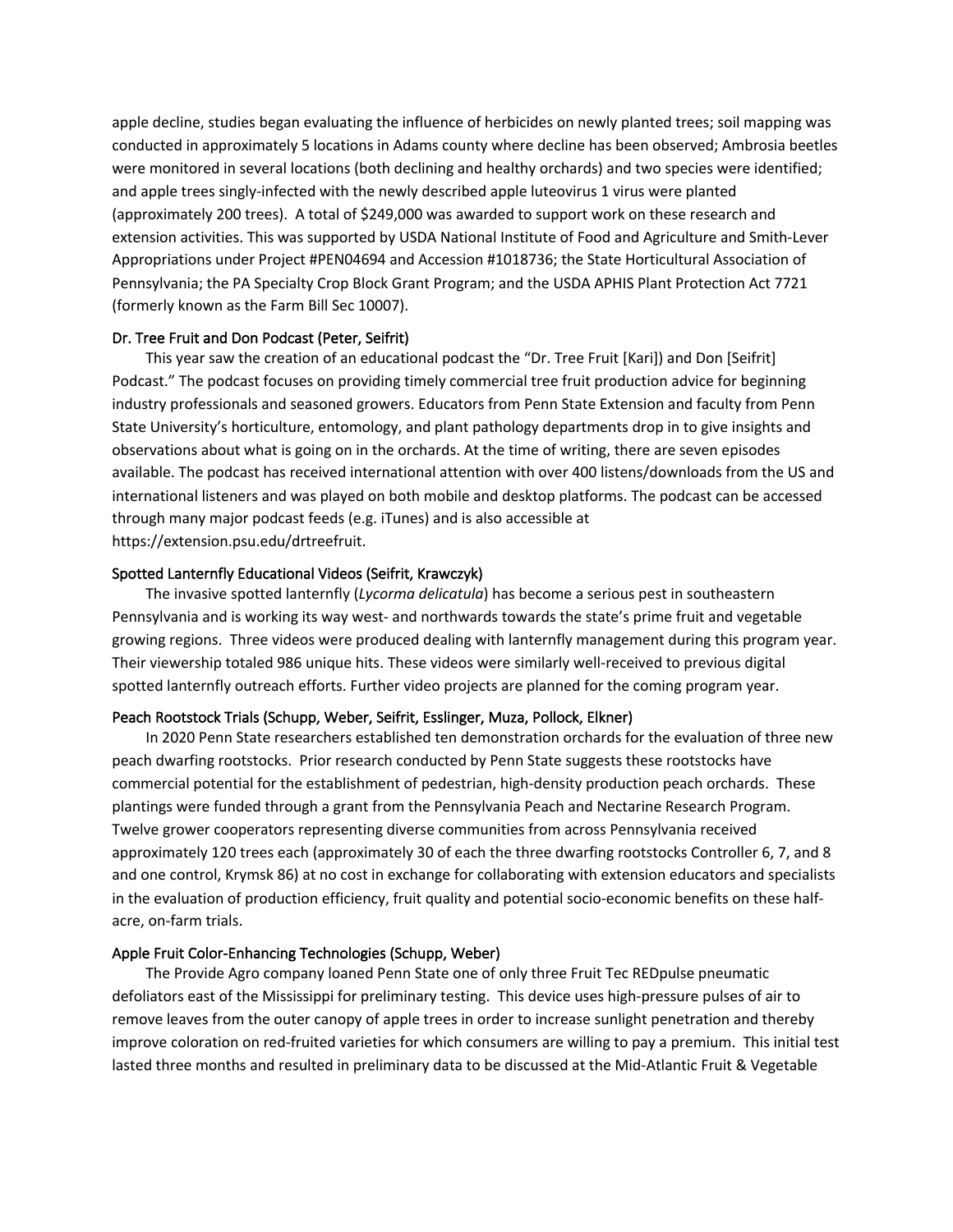apple decline, studies began evaluating the influence of herbicides on newly planted trees; soil mapping was conducted in approximately 5 locations in Adams county where decline has been observed; Ambrosia beetles were monitored in several locations (both declining and healthy orchards) and two species were identified; and apple trees singly-infected with the newly described apple luteovirus 1 virus were planted (approximately 200 trees). A total of $249,000 was awarded to support work on these research and extension activities. This was supported by USDA National Institute of Food and Agriculture and Smith-Lever Appropriations under Project #PEN04694 and Accession #1018736; the State Horticultural Association of Pennsylvania; the PA Specialty Crop Block Grant Program; and the USDA APHIS Plant Protection Act 7721 (formerly known as the Farm Bill Sec 10007).

### Dr. Tree Fruit and Don Podcast (Peter, Seifrit)

This year saw the creation of an educational podcast the "Dr. Tree Fruit [Kari]) and Don [Seifrit] Podcast." The podcast focuses on providing timely commercial tree fruit production advice for beginning industry professionals and seasoned growers. Educators from Penn State Extension and faculty from Penn State University's horticulture, entomology, and plant pathology departments drop in to give insights and observations about what is going on in the orchards. At the time of writing, there are seven episodes available. The podcast has received international attention with over 400 listens/downloads from the US and international listeners and was played on both mobile and desktop platforms. The podcast can be accessed through many major podcast feeds (e.g. iTunes) and is also accessible at https://extension.psu.edu/drtreefruit.

### Spotted Lanternfly Educational Videos (Seifrit, Krawczyk)

The invasive spotted lanternfly (*Lycorma delicatula*) has become a serious pest in southeastern Pennsylvania and is working its way west- and northwards towards the state's prime fruit and vegetable growing regions. Three videos were produced dealing with lanternfly management during this program year. Their viewership totaled 986 unique hits. These videos were similarly well-received to previous digital spotted lanternfly outreach efforts. Further video projects are planned for the coming program year.

### Peach Rootstock Trials (Schupp, Weber, Seifrit, Esslinger, Muza, Pollock, Elkner)

In 2020 Penn State researchers established ten demonstration orchards for the evaluation of three new peach dwarfing rootstocks. Prior research conducted by Penn State suggests these rootstocks have commercial potential for the establishment of pedestrian, high-density production peach orchards. These plantings were funded through a grant from the Pennsylvania Peach and Nectarine Research Program. Twelve grower cooperators representing diverse communities from across Pennsylvania received approximately 120 trees each (approximately 30 of each the three dwarfing rootstocks Controller 6, 7, and 8 and one control, Krymsk 86) at no cost in exchange for collaborating with extension educators and specialists in the evaluation of production efficiency, fruit quality and potential socio-economic benefits on these half-acre, on-farm trials.

### Apple Fruit Color-Enhancing Technologies (Schupp, Weber)

The Provide Agro company loaned Penn State one of only three Fruit Tec REDpulse pneumatic defoliators east of the Mississippi for preliminary testing. This device uses high-pressure pulses of air to remove leaves from the outer canopy of apple trees in order to increase sunlight penetration and thereby improve coloration on red-fruited varieties for which consumers are willing to pay a premium. This initial test lasted three months and resulted in preliminary data to be discussed at the Mid-Atlantic Fruit & Vegetable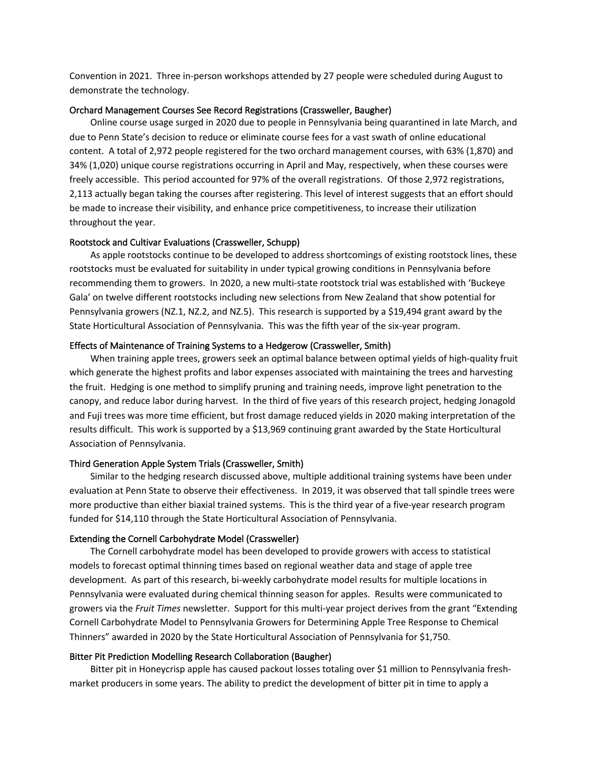Convention in 2021. Three in-person workshops attended by 27 people were scheduled during August to demonstrate the technology.

### Orchard Management Courses See Record Registrations (Crassweller, Baugher)

Online course usage surged in 2020 due to people in Pennsylvania being quarantined in late March, and due to Penn State's decision to reduce or eliminate course fees for a vast swath of online educational content. A total of 2,972 people registered for the two orchard management courses, with 63% (1,870) and 34% (1,020) unique course registrations occurring in April and May, respectively, when these courses were freely accessible. This period accounted for 97% of the overall registrations. Of those 2,972 registrations, 2,113 actually began taking the courses after registering. This level of interest suggests that an effort should be made to increase their visibility, and enhance price competitiveness, to increase their utilization throughout the year.

### Rootstock and Cultivar Evaluations (Crassweller, Schupp)

As apple rootstocks continue to be developed to address shortcomings of existing rootstock lines, these rootstocks must be evaluated for suitability in under typical growing conditions in Pennsylvania before recommending them to growers. In 2020, a new multi-state rootstock trial was established with 'Buckeye Gala' on twelve different rootstocks including new selections from New Zealand that show potential for Pennsylvania growers (NZ.1, NZ.2, and NZ.5). This research is supported by a $19,494 grant award by the State Horticultural Association of Pennsylvania. This was the fifth year of the six-year program.

### Effects of Maintenance of Training Systems to a Hedgerow (Crassweller, Smith)

When training apple trees, growers seek an optimal balance between optimal yields of high-quality fruit which generate the highest profits and labor expenses associated with maintaining the trees and harvesting the fruit. Hedging is one method to simplify pruning and training needs, improve light penetration to the canopy, and reduce labor during harvest. In the third of five years of this research project, hedging Jonagold and Fuji trees was more time efficient, but frost damage reduced yields in 2020 making interpretation of the results difficult. This work is supported by a $13,969 continuing grant awarded by the State Horticultural Association of Pennsylvania.

### Third Generation Apple System Trials (Crassweller, Smith)

Similar to the hedging research discussed above, multiple additional training systems have been under evaluation at Penn State to observe their effectiveness. In 2019, it was observed that tall spindle trees were more productive than either biaxial trained systems. This is the third year of a five-year research program funded for $14,110 through the State Horticultural Association of Pennsylvania.

### Extending the Cornell Carbohydrate Model (Crassweller)

The Cornell carbohydrate model has been developed to provide growers with access to statistical models to forecast optimal thinning times based on regional weather data and stage of apple tree development. As part of this research, bi-weekly carbohydrate model results for multiple locations in Pennsylvania were evaluated during chemical thinning season for apples. Results were communicated to growers via the *Fruit Times* newsletter. Support for this multi-year project derives from the grant "Extending Cornell Carbohydrate Model to Pennsylvania Growers for Determining Apple Tree Response to Chemical Thinners" awarded in 2020 by the State Horticultural Association of Pennsylvania for $1,750.

### Bitter Pit Prediction Modelling Research Collaboration (Baugher)

Bitter pit in Honeycrisp apple has caused packout losses totaling over $1 million to Pennsylvania fresh-market producers in some years. The ability to predict the development of bitter pit in time to apply a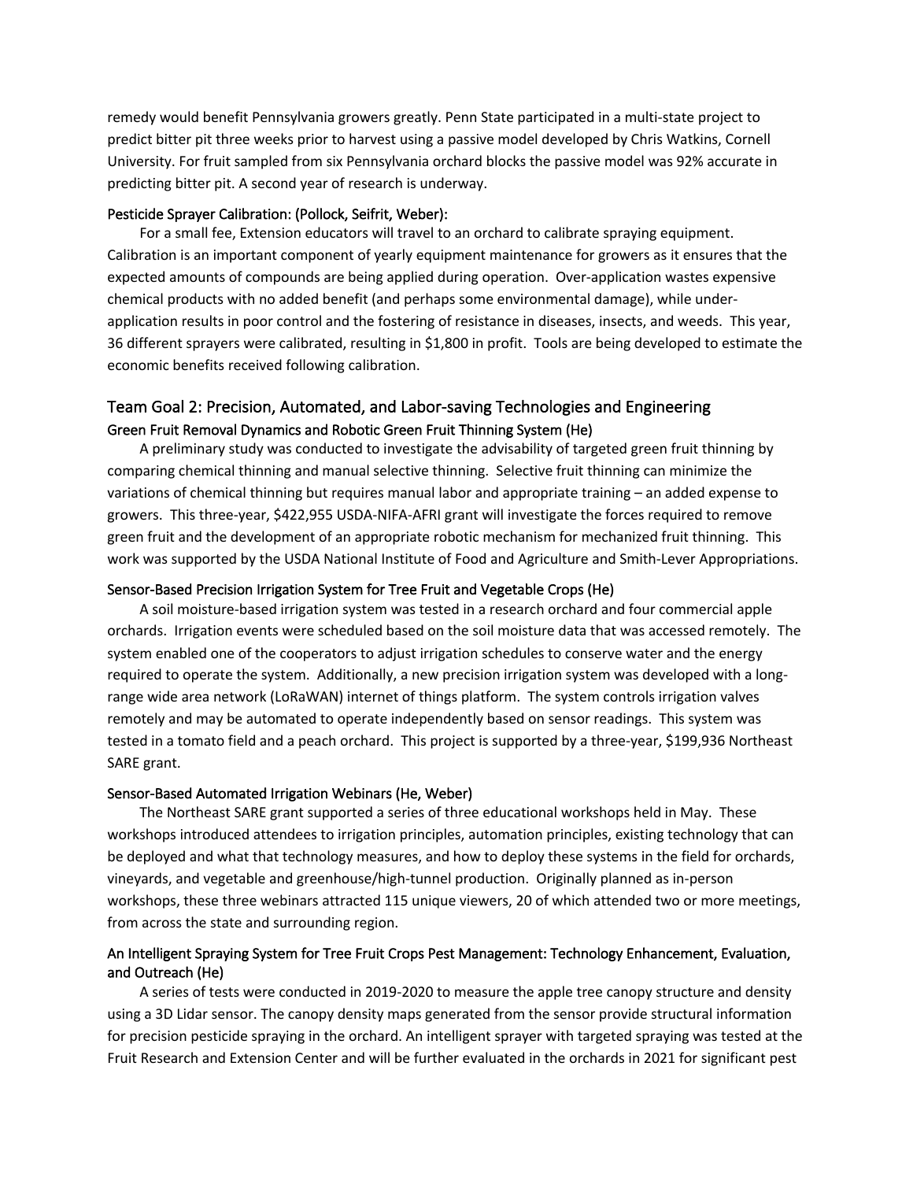remedy would benefit Pennsylvania growers greatly. Penn State participated in a multi-state project to predict bitter pit three weeks prior to harvest using a passive model developed by Chris Watkins, Cornell University. For fruit sampled from six Pennsylvania orchard blocks the passive model was 92% accurate in predicting bitter pit. A second year of research is underway.

### Pesticide Sprayer Calibration: (Pollock, Seifrit, Weber):

For a small fee, Extension educators will travel to an orchard to calibrate spraying equipment. Calibration is an important component of yearly equipment maintenance for growers as it ensures that the expected amounts of compounds are being applied during operation. Over-application wastes expensive chemical products with no added benefit (and perhaps some environmental damage), while under-application results in poor control and the fostering of resistance in diseases, insects, and weeds. This year, 36 different sprayers were calibrated, resulting in $1,800 in profit. Tools are being developed to estimate the economic benefits received following calibration.

## Team Goal 2: Precision, Automated, and Labor-saving Technologies and Engineering

### Green Fruit Removal Dynamics and Robotic Green Fruit Thinning System (He)

A preliminary study was conducted to investigate the advisability of targeted green fruit thinning by comparing chemical thinning and manual selective thinning. Selective fruit thinning can minimize the variations of chemical thinning but requires manual labor and appropriate training – an added expense to growers. This three-year, $422,955 USDA-NIFA-AFRI grant will investigate the forces required to remove green fruit and the development of an appropriate robotic mechanism for mechanized fruit thinning. This work was supported by the USDA National Institute of Food and Agriculture and Smith-Lever Appropriations.

### Sensor-Based Precision Irrigation System for Tree Fruit and Vegetable Crops (He)

A soil moisture-based irrigation system was tested in a research orchard and four commercial apple orchards. Irrigation events were scheduled based on the soil moisture data that was accessed remotely. The system enabled one of the cooperators to adjust irrigation schedules to conserve water and the energy required to operate the system. Additionally, a new precision irrigation system was developed with a long-range wide area network (LoRaWAN) internet of things platform. The system controls irrigation valves remotely and may be automated to operate independently based on sensor readings. This system was tested in a tomato field and a peach orchard. This project is supported by a three-year, $199,936 Northeast SARE grant.

### Sensor-Based Automated Irrigation Webinars (He, Weber)

The Northeast SARE grant supported a series of three educational workshops held in May. These workshops introduced attendees to irrigation principles, automation principles, existing technology that can be deployed and what that technology measures, and how to deploy these systems in the field for orchards, vineyards, and vegetable and greenhouse/high-tunnel production. Originally planned as in-person workshops, these three webinars attracted 115 unique viewers, 20 of which attended two or more meetings, from across the state and surrounding region.

### An Intelligent Spraying System for Tree Fruit Crops Pest Management: Technology Enhancement, Evaluation, and Outreach (He)

A series of tests were conducted in 2019-2020 to measure the apple tree canopy structure and density using a 3D Lidar sensor. The canopy density maps generated from the sensor provide structural information for precision pesticide spraying in the orchard. An intelligent sprayer with targeted spraying was tested at the Fruit Research and Extension Center and will be further evaluated in the orchards in 2021 for significant pest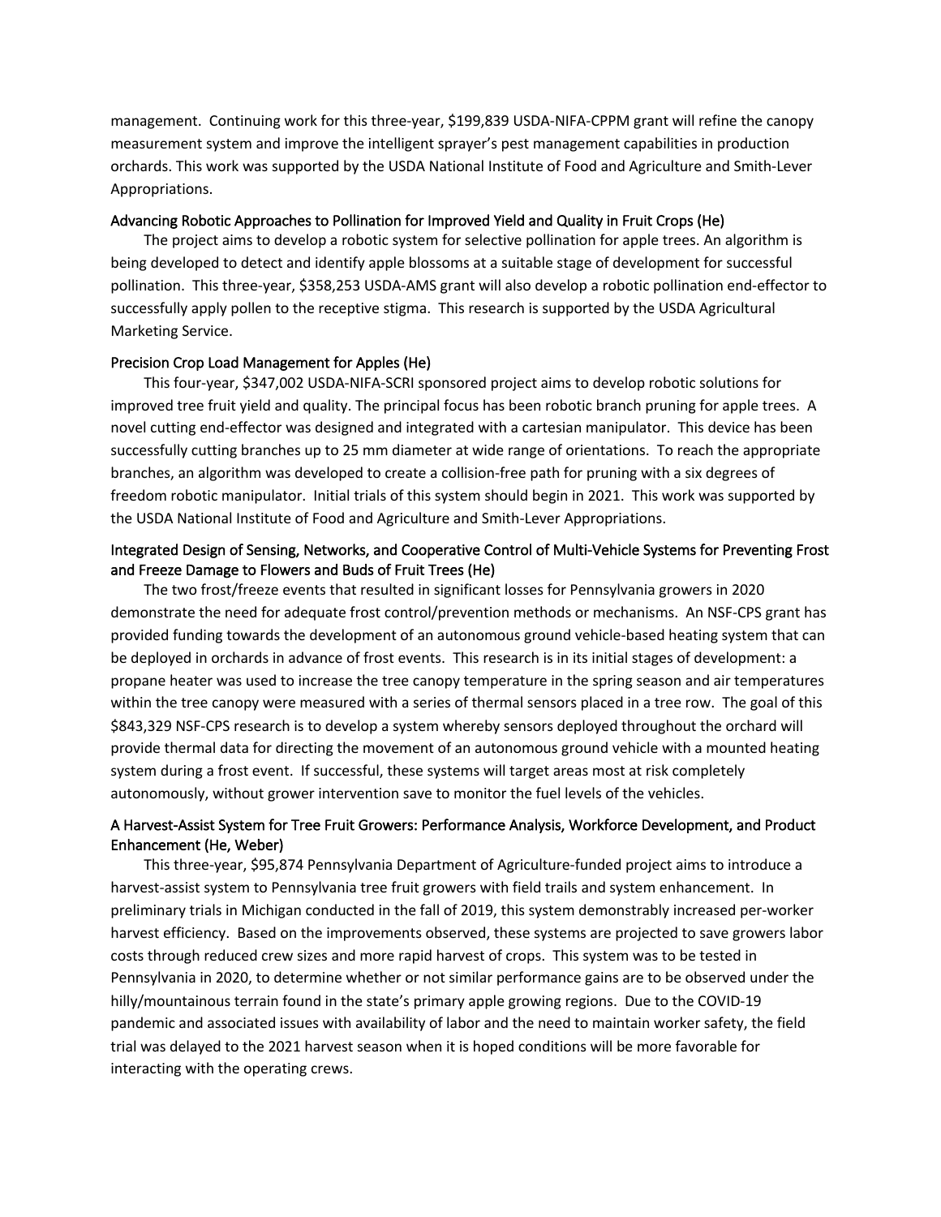management. Continuing work for this three-year, $199,839 USDA-NIFA-CPPM grant will refine the canopy measurement system and improve the intelligent sprayer's pest management capabilities in production orchards. This work was supported by the USDA National Institute of Food and Agriculture and Smith-Lever Appropriations.

### Advancing Robotic Approaches to Pollination for Improved Yield and Quality in Fruit Crops (He)

The project aims to develop a robotic system for selective pollination for apple trees. An algorithm is being developed to detect and identify apple blossoms at a suitable stage of development for successful pollination. This three-year, $358,253 USDA-AMS grant will also develop a robotic pollination end-effector to successfully apply pollen to the receptive stigma. This research is supported by the USDA Agricultural Marketing Service.

### Precision Crop Load Management for Apples (He)

This four-year, $347,002 USDA-NIFA-SCRI sponsored project aims to develop robotic solutions for improved tree fruit yield and quality. The principal focus has been robotic branch pruning for apple trees. A novel cutting end-effector was designed and integrated with a cartesian manipulator. This device has been successfully cutting branches up to 25 mm diameter at wide range of orientations. To reach the appropriate branches, an algorithm was developed to create a collision-free path for pruning with a six degrees of freedom robotic manipulator. Initial trials of this system should begin in 2021. This work was supported by the USDA National Institute of Food and Agriculture and Smith-Lever Appropriations.

### Integrated Design of Sensing, Networks, and Cooperative Control of Multi-Vehicle Systems for Preventing Frost and Freeze Damage to Flowers and Buds of Fruit Trees (He)

The two frost/freeze events that resulted in significant losses for Pennsylvania growers in 2020 demonstrate the need for adequate frost control/prevention methods or mechanisms. An NSF-CPS grant has provided funding towards the development of an autonomous ground vehicle-based heating system that can be deployed in orchards in advance of frost events. This research is in its initial stages of development: a propane heater was used to increase the tree canopy temperature in the spring season and air temperatures within the tree canopy were measured with a series of thermal sensors placed in a tree row. The goal of this $843,329 NSF-CPS research is to develop a system whereby sensors deployed throughout the orchard will provide thermal data for directing the movement of an autonomous ground vehicle with a mounted heating system during a frost event. If successful, these systems will target areas most at risk completely autonomously, without grower intervention save to monitor the fuel levels of the vehicles.

### A Harvest-Assist System for Tree Fruit Growers: Performance Analysis, Workforce Development, and Product Enhancement (He, Weber)

This three-year, $95,874 Pennsylvania Department of Agriculture-funded project aims to introduce a harvest-assist system to Pennsylvania tree fruit growers with field trails and system enhancement. In preliminary trials in Michigan conducted in the fall of 2019, this system demonstrably increased per-worker harvest efficiency. Based on the improvements observed, these systems are projected to save growers labor costs through reduced crew sizes and more rapid harvest of crops. This system was to be tested in Pennsylvania in 2020, to determine whether or not similar performance gains are to be observed under the hilly/mountainous terrain found in the state's primary apple growing regions. Due to the COVID-19 pandemic and associated issues with availability of labor and the need to maintain worker safety, the field trial was delayed to the 2021 harvest season when it is hoped conditions will be more favorable for interacting with the operating crews.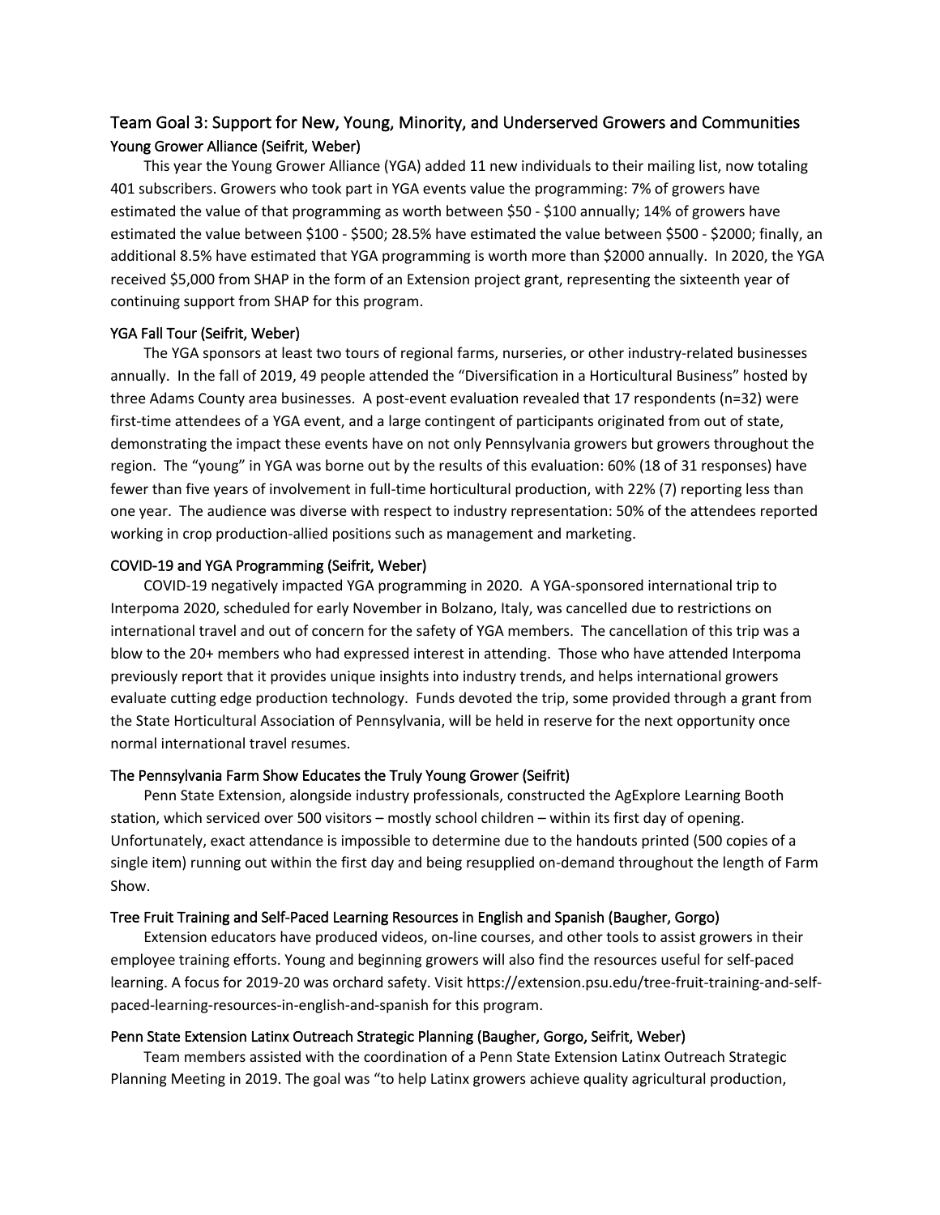## Team Goal 3: Support for New, Young, Minority, and Underserved Growers and Communities

### Young Grower Alliance (Seifrit, Weber)

This year the Young Grower Alliance (YGA) added 11 new individuals to their mailing list, now totaling 401 subscribers. Growers who took part in YGA events value the programming: 7% of growers have estimated the value of that programming as worth between $50 - $100 annually; 14% of growers have estimated the value between $100 - $500; 28.5% have estimated the value between $500 - $2000; finally, an additional 8.5% have estimated that YGA programming is worth more than $2000 annually. In 2020, the YGA received $5,000 from SHAP in the form of an Extension project grant, representing the sixteenth year of continuing support from SHAP for this program.

### YGA Fall Tour (Seifrit, Weber)

The YGA sponsors at least two tours of regional farms, nurseries, or other industry-related businesses annually. In the fall of 2019, 49 people attended the "Diversification in a Horticultural Business" hosted by three Adams County area businesses. A post-event evaluation revealed that 17 respondents (n=32) were first-time attendees of a YGA event, and a large contingent of participants originated from out of state, demonstrating the impact these events have on not only Pennsylvania growers but growers throughout the region. The "young" in YGA was borne out by the results of this evaluation: 60% (18 of 31 responses) have fewer than five years of involvement in full-time horticultural production, with 22% (7) reporting less than one year. The audience was diverse with respect to industry representation: 50% of the attendees reported working in crop production-allied positions such as management and marketing.

### COVID-19 and YGA Programming (Seifrit, Weber)

COVID-19 negatively impacted YGA programming in 2020. A YGA-sponsored international trip to Interpoma 2020, scheduled for early November in Bolzano, Italy, was cancelled due to restrictions on international travel and out of concern for the safety of YGA members. The cancellation of this trip was a blow to the 20+ members who had expressed interest in attending. Those who have attended Interpoma previously report that it provides unique insights into industry trends, and helps international growers evaluate cutting edge production technology. Funds devoted the trip, some provided through a grant from the State Horticultural Association of Pennsylvania, will be held in reserve for the next opportunity once normal international travel resumes.

### The Pennsylvania Farm Show Educates the Truly Young Grower (Seifrit)

Penn State Extension, alongside industry professionals, constructed the AgExplore Learning Booth station, which serviced over 500 visitors – mostly school children – within its first day of opening. Unfortunately, exact attendance is impossible to determine due to the handouts printed (500 copies of a single item) running out within the first day and being resupplied on-demand throughout the length of Farm Show.

### Tree Fruit Training and Self-Paced Learning Resources in English and Spanish (Baugher, Gorgo)

Extension educators have produced videos, on-line courses, and other tools to assist growers in their employee training efforts. Young and beginning growers will also find the resources useful for self-paced learning. A focus for 2019-20 was orchard safety. Visit https://extension.psu.edu/tree-fruit-training-and-self-paced-learning-resources-in-english-and-spanish for this program.

### Penn State Extension Latinx Outreach Strategic Planning (Baugher, Gorgo, Seifrit, Weber)

Team members assisted with the coordination of a Penn State Extension Latinx Outreach Strategic Planning Meeting in 2019. The goal was "to help Latinx growers achieve quality agricultural production,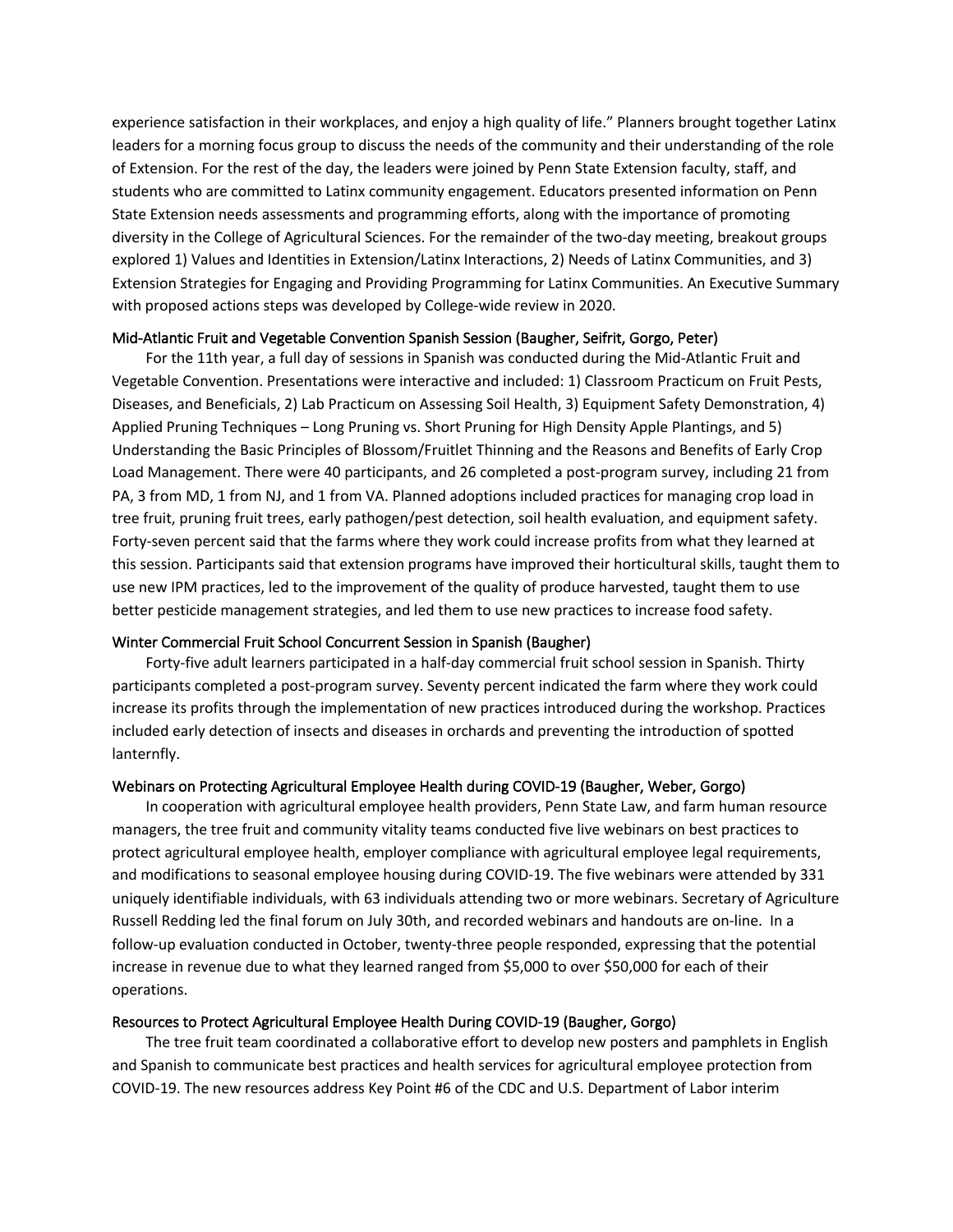experience satisfaction in their workplaces, and enjoy a high quality of life." Planners brought together Latinx leaders for a morning focus group to discuss the needs of the community and their understanding of the role of Extension. For the rest of the day, the leaders were joined by Penn State Extension faculty, staff, and students who are committed to Latinx community engagement. Educators presented information on Penn State Extension needs assessments and programming efforts, along with the importance of promoting diversity in the College of Agricultural Sciences. For the remainder of the two-day meeting, breakout groups explored 1) Values and Identities in Extension/Latinx Interactions, 2) Needs of Latinx Communities, and 3) Extension Strategies for Engaging and Providing Programming for Latinx Communities. An Executive Summary with proposed actions steps was developed by College-wide review in 2020.

### Mid-Atlantic Fruit and Vegetable Convention Spanish Session (Baugher, Seifrit, Gorgo, Peter)

For the 11th year, a full day of sessions in Spanish was conducted during the Mid-Atlantic Fruit and Vegetable Convention. Presentations were interactive and included: 1) Classroom Practicum on Fruit Pests, Diseases, and Beneficials, 2) Lab Practicum on Assessing Soil Health, 3) Equipment Safety Demonstration, 4) Applied Pruning Techniques – Long Pruning vs. Short Pruning for High Density Apple Plantings, and 5) Understanding the Basic Principles of Blossom/Fruitlet Thinning and the Reasons and Benefits of Early Crop Load Management. There were 40 participants, and 26 completed a post-program survey, including 21 from PA, 3 from MD, 1 from NJ, and 1 from VA. Planned adoptions included practices for managing crop load in tree fruit, pruning fruit trees, early pathogen/pest detection, soil health evaluation, and equipment safety. Forty-seven percent said that the farms where they work could increase profits from what they learned at this session. Participants said that extension programs have improved their horticultural skills, taught them to use new IPM practices, led to the improvement of the quality of produce harvested, taught them to use better pesticide management strategies, and led them to use new practices to increase food safety.

### Winter Commercial Fruit School Concurrent Session in Spanish (Baugher)

Forty-five adult learners participated in a half-day commercial fruit school session in Spanish. Thirty participants completed a post-program survey. Seventy percent indicated the farm where they work could increase its profits through the implementation of new practices introduced during the workshop. Practices included early detection of insects and diseases in orchards and preventing the introduction of spotted lanternfly.

### Webinars on Protecting Agricultural Employee Health during COVID-19 (Baugher, Weber, Gorgo)

In cooperation with agricultural employee health providers, Penn State Law, and farm human resource managers, the tree fruit and community vitality teams conducted five live webinars on best practices to protect agricultural employee health, employer compliance with agricultural employee legal requirements, and modifications to seasonal employee housing during COVID-19. The five webinars were attended by 331 uniquely identifiable individuals, with 63 individuals attending two or more webinars. Secretary of Agriculture Russell Redding led the final forum on July 30th, and recorded webinars and handouts are on-line. In a follow-up evaluation conducted in October, twenty-three people responded, expressing that the potential increase in revenue due to what they learned ranged from $5,000 to over $50,000 for each of their operations.

### Resources to Protect Agricultural Employee Health During COVID-19 (Baugher, Gorgo)

The tree fruit team coordinated a collaborative effort to develop new posters and pamphlets in English and Spanish to communicate best practices and health services for agricultural employee protection from COVID-19. The new resources address Key Point #6 of the CDC and U.S. Department of Labor interim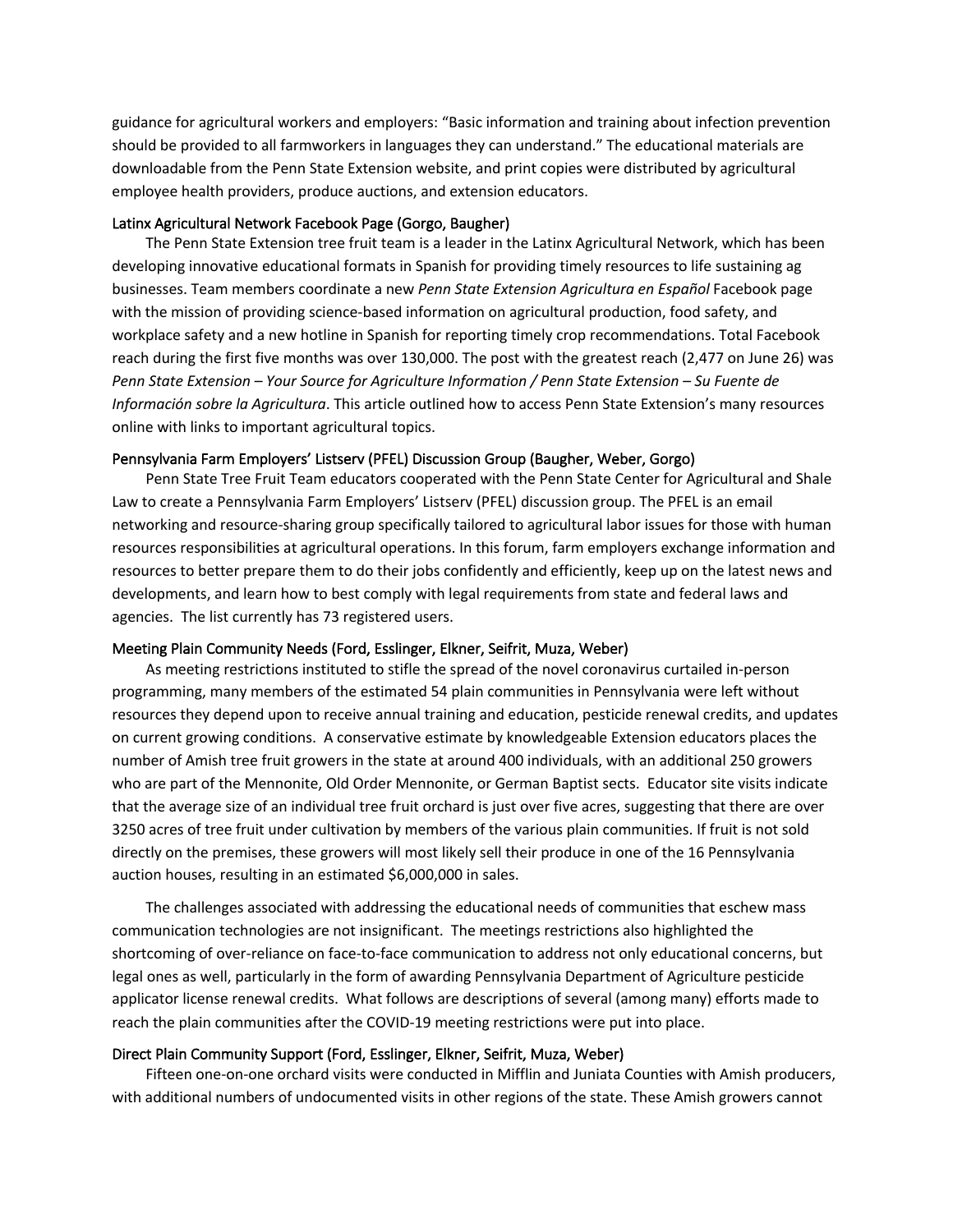guidance for agricultural workers and employers: "Basic information and training about infection prevention should be provided to all farmworkers in languages they can understand." The educational materials are downloadable from the Penn State Extension website, and print copies were distributed by agricultural employee health providers, produce auctions, and extension educators.

### Latinx Agricultural Network Facebook Page (Gorgo, Baugher)

The Penn State Extension tree fruit team is a leader in the Latinx Agricultural Network, which has been developing innovative educational formats in Spanish for providing timely resources to life sustaining ag businesses. Team members coordinate a new *Penn State Extension Agricultura en Español* Facebook page with the mission of providing science-based information on agricultural production, food safety, and workplace safety and a new hotline in Spanish for reporting timely crop recommendations. Total Facebook reach during the first five months was over 130,000. The post with the greatest reach (2,477 on June 26) was *Penn State Extension – Your Source for Agriculture Information / Penn State Extension – Su Fuente de Información sobre la Agricultura*. This article outlined how to access Penn State Extension's many resources online with links to important agricultural topics.

### Pennsylvania Farm Employers' Listserv (PFEL) Discussion Group (Baugher, Weber, Gorgo)

Penn State Tree Fruit Team educators cooperated with the Penn State Center for Agricultural and Shale Law to create a Pennsylvania Farm Employers' Listserv (PFEL) discussion group. The PFEL is an email networking and resource-sharing group specifically tailored to agricultural labor issues for those with human resources responsibilities at agricultural operations. In this forum, farm employers exchange information and resources to better prepare them to do their jobs confidently and efficiently, keep up on the latest news and developments, and learn how to best comply with legal requirements from state and federal laws and agencies. The list currently has 73 registered users.

### Meeting Plain Community Needs (Ford, Esslinger, Elkner, Seifrit, Muza, Weber)

As meeting restrictions instituted to stifle the spread of the novel coronavirus curtailed in-person programming, many members of the estimated 54 plain communities in Pennsylvania were left without resources they depend upon to receive annual training and education, pesticide renewal credits, and updates on current growing conditions. A conservative estimate by knowledgeable Extension educators places the number of Amish tree fruit growers in the state at around 400 individuals, with an additional 250 growers who are part of the Mennonite, Old Order Mennonite, or German Baptist sects. Educator site visits indicate that the average size of an individual tree fruit orchard is just over five acres, suggesting that there are over 3250 acres of tree fruit under cultivation by members of the various plain communities. If fruit is not sold directly on the premises, these growers will most likely sell their produce in one of the 16 Pennsylvania auction houses, resulting in an estimated $6,000,000 in sales.

The challenges associated with addressing the educational needs of communities that eschew mass communication technologies are not insignificant. The meetings restrictions also highlighted the shortcoming of over-reliance on face-to-face communication to address not only educational concerns, but legal ones as well, particularly in the form of awarding Pennsylvania Department of Agriculture pesticide applicator license renewal credits. What follows are descriptions of several (among many) efforts made to reach the plain communities after the COVID-19 meeting restrictions were put into place.

### Direct Plain Community Support (Ford, Esslinger, Elkner, Seifrit, Muza, Weber)

Fifteen one-on-one orchard visits were conducted in Mifflin and Juniata Counties with Amish producers, with additional numbers of undocumented visits in other regions of the state. These Amish growers cannot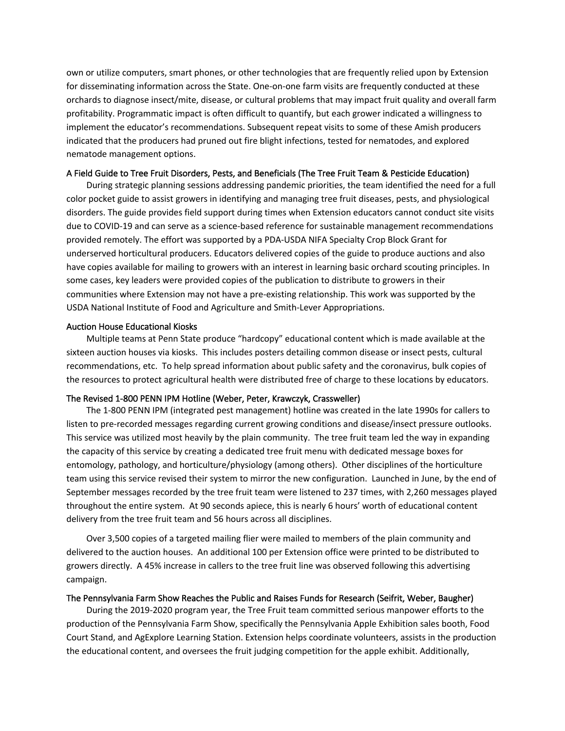own or utilize computers, smart phones, or other technologies that are frequently relied upon by Extension for disseminating information across the State. One-on-one farm visits are frequently conducted at these orchards to diagnose insect/mite, disease, or cultural problems that may impact fruit quality and overall farm profitability. Programmatic impact is often difficult to quantify, but each grower indicated a willingness to implement the educator's recommendations. Subsequent repeat visits to some of these Amish producers indicated that the producers had pruned out fire blight infections, tested for nematodes, and explored nematode management options.

### A Field Guide to Tree Fruit Disorders, Pests, and Beneficials (The Tree Fruit Team & Pesticide Education)

During strategic planning sessions addressing pandemic priorities, the team identified the need for a full color pocket guide to assist growers in identifying and managing tree fruit diseases, pests, and physiological disorders. The guide provides field support during times when Extension educators cannot conduct site visits due to COVID-19 and can serve as a science-based reference for sustainable management recommendations provided remotely. The effort was supported by a PDA-USDA NIFA Specialty Crop Block Grant for underserved horticultural producers. Educators delivered copies of the guide to produce auctions and also have copies available for mailing to growers with an interest in learning basic orchard scouting principles. In some cases, key leaders were provided copies of the publication to distribute to growers in their communities where Extension may not have a pre-existing relationship. This work was supported by the USDA National Institute of Food and Agriculture and Smith-Lever Appropriations.

### Auction House Educational Kiosks

Multiple teams at Penn State produce "hardcopy" educational content which is made available at the sixteen auction houses via kiosks. This includes posters detailing common disease or insect pests, cultural recommendations, etc. To help spread information about public safety and the coronavirus, bulk copies of the resources to protect agricultural health were distributed free of charge to these locations by educators.

### The Revised 1-800 PENN IPM Hotline (Weber, Peter, Krawczyk, Crassweller)

The 1-800 PENN IPM (integrated pest management) hotline was created in the late 1990s for callers to listen to pre-recorded messages regarding current growing conditions and disease/insect pressure outlooks. This service was utilized most heavily by the plain community. The tree fruit team led the way in expanding the capacity of this service by creating a dedicated tree fruit menu with dedicated message boxes for entomology, pathology, and horticulture/physiology (among others). Other disciplines of the horticulture team using this service revised their system to mirror the new configuration. Launched in June, by the end of September messages recorded by the tree fruit team were listened to 237 times, with 2,260 messages played throughout the entire system. At 90 seconds apiece, this is nearly 6 hours' worth of educational content delivery from the tree fruit team and 56 hours across all disciplines.

Over 3,500 copies of a targeted mailing flier were mailed to members of the plain community and delivered to the auction houses. An additional 100 per Extension office were printed to be distributed to growers directly. A 45% increase in callers to the tree fruit line was observed following this advertising campaign.

### The Pennsylvania Farm Show Reaches the Public and Raises Funds for Research (Seifrit, Weber, Baugher)

During the 2019-2020 program year, the Tree Fruit team committed serious manpower efforts to the production of the Pennsylvania Farm Show, specifically the Pennsylvania Apple Exhibition sales booth, Food Court Stand, and AgExplore Learning Station. Extension helps coordinate volunteers, assists in the production the educational content, and oversees the fruit judging competition for the apple exhibit. Additionally,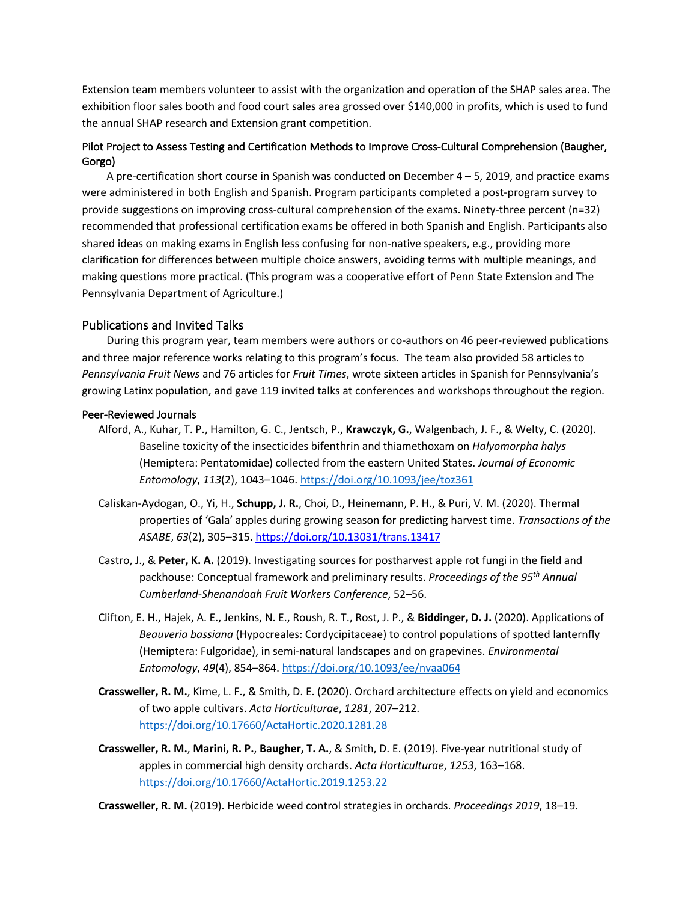Extension team members volunteer to assist with the organization and operation of the SHAP sales area. The exhibition floor sales booth and food court sales area grossed over $140,000 in profits, which is used to fund the annual SHAP research and Extension grant competition.

### Pilot Project to Assess Testing and Certification Methods to Improve Cross-Cultural Comprehension (Baugher, Gorgo)

A pre-certification short course in Spanish was conducted on December 4 – 5, 2019, and practice exams were administered in both English and Spanish. Program participants completed a post-program survey to provide suggestions on improving cross-cultural comprehension of the exams. Ninety-three percent (n=32) recommended that professional certification exams be offered in both Spanish and English. Participants also shared ideas on making exams in English less confusing for non-native speakers, e.g., providing more clarification for differences between multiple choice answers, avoiding terms with multiple meanings, and making questions more practical. (This program was a cooperative effort of Penn State Extension and The Pennsylvania Department of Agriculture.)

## Publications and Invited Talks

During this program year, team members were authors or co-authors on 46 peer-reviewed publications and three major reference works relating to this program's focus. The team also provided 58 articles to *Pennsylvania Fruit News* and 76 articles for *Fruit Times*, wrote sixteen articles in Spanish for Pennsylvania's growing Latinx population, and gave 119 invited talks at conferences and workshops throughout the region.

### Peer-Reviewed Journals

Alford, A., Kuhar, T. P., Hamilton, G. C., Jentsch, P., **Krawczyk, G.**, Walgenbach, J. F., & Welty, C. (2020). Baseline toxicity of the insecticides bifenthrin and thiamethoxam on *Halyomorpha halys* (Hemiptera: Pentatomidae) collected from the eastern United States. *Journal of Economic Entomology*, *113*(2), 1043–1046. https://doi.org/10.1093/jee/toz361

Caliskan-Aydogan, O., Yi, H., **Schupp, J. R.**, Choi, D., Heinemann, P. H., & Puri, V. M. (2020). Thermal properties of 'Gala' apples during growing season for predicting harvest time. *Transactions of the ASABE*, *63*(2), 305–315. https://doi.org/10.13031/trans.13417

Castro, J., & **Peter, K. A.** (2019). Investigating sources for postharvest apple rot fungi in the field and packhouse: Conceptual framework and preliminary results. *Proceedings of the 95th Annual Cumberland-Shenandoah Fruit Workers Conference*, 52–56.

Clifton, E. H., Hajek, A. E., Jenkins, N. E., Roush, R. T., Rost, J. P., & **Biddinger, D. J.** (2020). Applications of *Beauveria bassiana* (Hypocreales: Cordycipitaceae) to control populations of spotted lanternfly (Hemiptera: Fulgoridae), in semi-natural landscapes and on grapevines. *Environmental Entomology*, *49*(4), 854–864. https://doi.org/10.1093/ee/nvaa064

**Crassweller, R. M.**, Kime, L. F., & Smith, D. E. (2020). Orchard architecture effects on yield and economics of two apple cultivars. *Acta Horticulturae*, *1281*, 207–212. https://doi.org/10.17660/ActaHortic.2020.1281.28

**Crassweller, R. M.**, **Marini, R. P.**, **Baugher, T. A.**, & Smith, D. E. (2019). Five-year nutritional study of apples in commercial high density orchards. *Acta Horticulturae*, *1253*, 163–168. https://doi.org/10.17660/ActaHortic.2019.1253.22

**Crassweller, R. M.** (2019). Herbicide weed control strategies in orchards. *Proceedings 2019*, 18–19.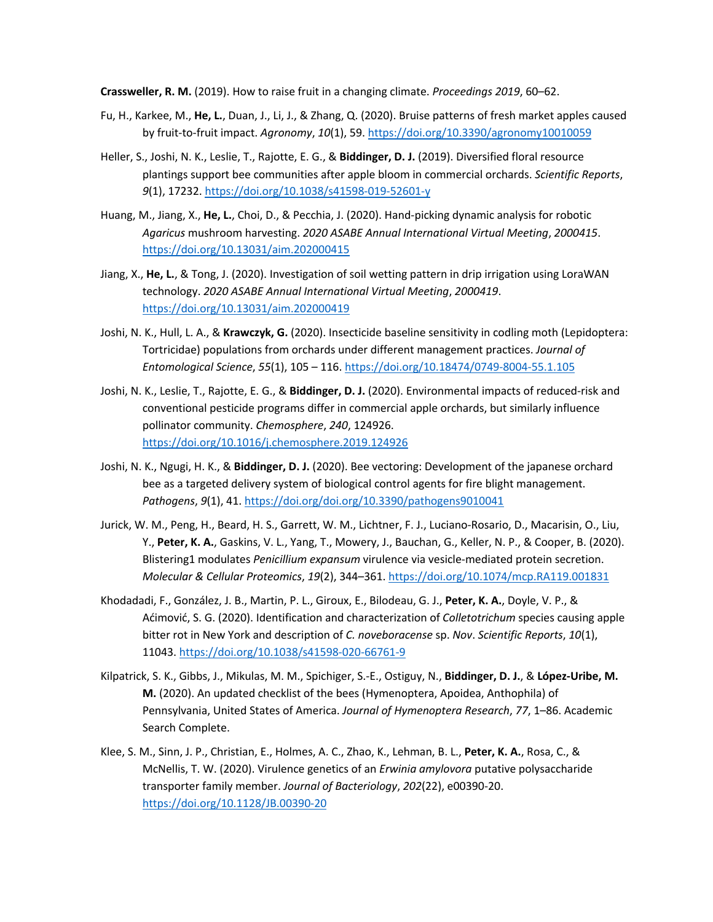**Crassweller, R. M.** (2019). How to raise fruit in a changing climate. *Proceedings 2019*, 60–62.

Fu, H., Karkee, M., **He, L.**, Duan, J., Li, J., & Zhang, Q. (2020). Bruise patterns of fresh market apples caused by fruit-to-fruit impact. *Agronomy*, *10*(1), 59. https://doi.org/10.3390/agronomy10010059

Heller, S., Joshi, N. K., Leslie, T., Rajotte, E. G., & **Biddinger, D. J.** (2019). Diversified floral resource plantings support bee communities after apple bloom in commercial orchards. *Scientific Reports*, *9*(1), 17232. https://doi.org/10.1038/s41598-019-52601-y

Huang, M., Jiang, X., **He, L.**, Choi, D., & Pecchia, J. (2020). Hand-picking dynamic analysis for robotic *Agaricus* mushroom harvesting. *2020 ASABE Annual International Virtual Meeting*, *2000415*. https://doi.org/10.13031/aim.202000415

Jiang, X., **He, L.**, & Tong, J. (2020). Investigation of soil wetting pattern in drip irrigation using LoraWAN technology. *2020 ASABE Annual International Virtual Meeting*, *2000419*. https://doi.org/10.13031/aim.202000419

Joshi, N. K., Hull, L. A., & **Krawczyk, G.** (2020). Insecticide baseline sensitivity in codling moth (Lepidoptera: Tortricidae) populations from orchards under different management practices. *Journal of Entomological Science*, *55*(1), 105 – 116. https://doi.org/10.18474/0749-8004-55.1.105

Joshi, N. K., Leslie, T., Rajotte, E. G., & **Biddinger, D. J.** (2020). Environmental impacts of reduced-risk and conventional pesticide programs differ in commercial apple orchards, but similarly influence pollinator community. *Chemosphere*, *240*, 124926. https://doi.org/10.1016/j.chemosphere.2019.124926

Joshi, N. K., Ngugi, H. K., & **Biddinger, D. J.** (2020). Bee vectoring: Development of the japanese orchard bee as a targeted delivery system of biological control agents for fire blight management. *Pathogens*, *9*(1), 41. https://doi.org/doi.org/10.3390/pathogens9010041

Jurick, W. M., Peng, H., Beard, H. S., Garrett, W. M., Lichtner, F. J., Luciano-Rosario, D., Macarisin, O., Liu, Y., **Peter, K. A.**, Gaskins, V. L., Yang, T., Mowery, J., Bauchan, G., Keller, N. P., & Cooper, B. (2020). Blistering1 modulates *Penicillium expansum* virulence via vesicle-mediated protein secretion. *Molecular & Cellular Proteomics*, *19*(2), 344–361. https://doi.org/10.1074/mcp.RA119.001831

Khodadadi, F., González, J. B., Martin, P. L., Giroux, E., Bilodeau, G. J., **Peter, K. A.**, Doyle, V. P., & Aćimović, S. G. (2020). Identification and characterization of *Colletotrichum* species causing apple bitter rot in New York and description of *C. noveboracense* sp. *Nov*. *Scientific Reports*, *10*(1), 11043. https://doi.org/10.1038/s41598-020-66761-9

Kilpatrick, S. K., Gibbs, J., Mikulas, M. M., Spichiger, S.-E., Ostiguy, N., **Biddinger, D. J.**, & **López-Uribe, M. M.** (2020). An updated checklist of the bees (Hymenoptera, Apoidea, Anthophila) of Pennsylvania, United States of America. *Journal of Hymenoptera Research*, *77*, 1–86. Academic Search Complete.

Klee, S. M., Sinn, J. P., Christian, E., Holmes, A. C., Zhao, K., Lehman, B. L., **Peter, K. A.**, Rosa, C., & McNellis, T. W. (2020). Virulence genetics of an *Erwinia amylovora* putative polysaccharide transporter family member. *Journal of Bacteriology*, *202*(22), e00390-20. https://doi.org/10.1128/JB.00390-20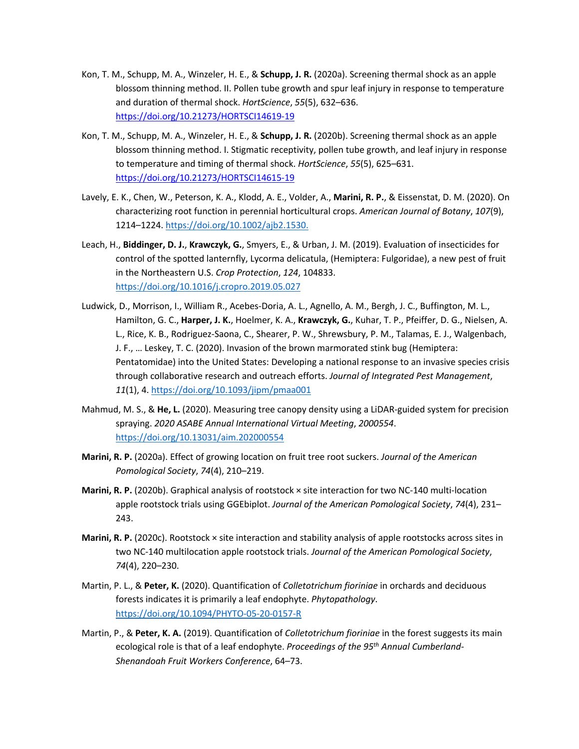Kon, T. M., Schupp, M. A., Winzeler, H. E., & **Schupp, J. R.** (2020a). Screening thermal shock as an apple blossom thinning method. II. Pollen tube growth and spur leaf injury in response to temperature and duration of thermal shock. *HortScience*, *55*(5), 632–636. https://doi.org/10.21273/HORTSCI14619-19

Kon, T. M., Schupp, M. A., Winzeler, H. E., & **Schupp, J. R.** (2020b). Screening thermal shock as an apple blossom thinning method. I. Stigmatic receptivity, pollen tube growth, and leaf injury in response to temperature and timing of thermal shock. *HortScience*, *55*(5), 625–631. https://doi.org/10.21273/HORTSCI14615-19

Lavely, E. K., Chen, W., Peterson, K. A., Klodd, A. E., Volder, A., **Marini, R. P.**, & Eissenstat, D. M. (2020). On characterizing root function in perennial horticultural crops. *American Journal of Botany*, *107*(9), 1214–1224. https://doi.org/10.1002/ajb2.1530.

Leach, H., **Biddinger, D. J.**, **Krawczyk, G.**, Smyers, E., & Urban, J. M. (2019). Evaluation of insecticides for control of the spotted lanternfly, Lycorma delicatula, (Hemiptera: Fulgoridae), a new pest of fruit in the Northeastern U.S. *Crop Protection*, *124*, 104833. https://doi.org/10.1016/j.cropro.2019.05.027

Ludwick, D., Morrison, I., William R., Acebes-Doria, A. L., Agnello, A. M., Bergh, J. C., Buffington, M. L., Hamilton, G. C., **Harper, J. K.**, Hoelmer, K. A., **Krawczyk, G.**, Kuhar, T. P., Pfeiffer, D. G., Nielsen, A. L., Rice, K. B., Rodriguez-Saona, C., Shearer, P. W., Shrewsbury, P. M., Talamas, E. J., Walgenbach, J. F., … Leskey, T. C. (2020). Invasion of the brown marmorated stink bug (Hemiptera: Pentatomidae) into the United States: Developing a national response to an invasive species crisis through collaborative research and outreach efforts. *Journal of Integrated Pest Management*, *11*(1), 4. https://doi.org/10.1093/jipm/pmaa001

Mahmud, M. S., & **He, L.** (2020). Measuring tree canopy density using a LiDAR-guided system for precision spraying. *2020 ASABE Annual International Virtual Meeting*, *2000554*. https://doi.org/10.13031/aim.202000554

**Marini, R. P.** (2020a). Effect of growing location on fruit tree root suckers. *Journal of the American Pomological Society*, *74*(4), 210–219.

**Marini, R. P.** (2020b). Graphical analysis of rootstock × site interaction for two NC-140 multi-location apple rootstock trials using GGEbiplot. *Journal of the American Pomological Society*, *74*(4), 231–243.

**Marini, R. P.** (2020c). Rootstock × site interaction and stability analysis of apple rootstocks across sites in two NC-140 multilocation apple rootstock trials. *Journal of the American Pomological Society*, *74*(4), 220–230.

Martin, P. L., & **Peter, K.** (2020). Quantification of *Colletotrichum fioriniae* in orchards and deciduous forests indicates it is primarily a leaf endophyte. *Phytopathology*. https://doi.org/10.1094/PHYTO-05-20-0157-R

Martin, P., & **Peter, K. A.** (2019). Quantification of *Colletotrichum fioriniae* in the forest suggests its main ecological role is that of a leaf endophyte. *Proceedings of the 95th Annual Cumberland-Shenandoah Fruit Workers Conference*, 64–73.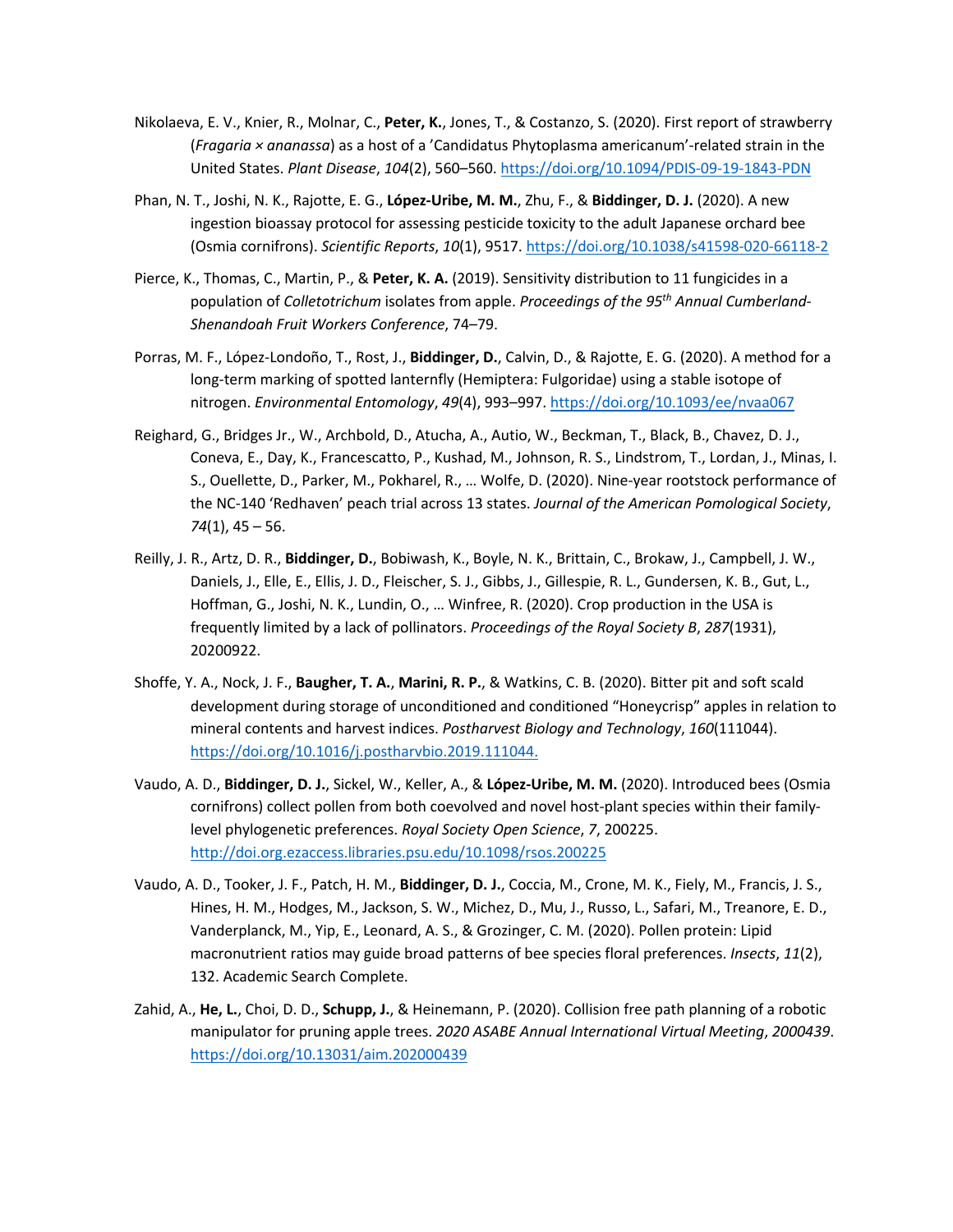Nikolaeva, E. V., Knier, R., Molnar, C., **Peter, K.**, Jones, T., & Costanzo, S. (2020). First report of strawberry (*Fragaria × ananassa*) as a host of a 'Candidatus Phytoplasma americanum'-related strain in the United States. *Plant Disease*, *104*(2), 560–560. https://doi.org/10.1094/PDIS-09-19-1843-PDN

Phan, N. T., Joshi, N. K., Rajotte, E. G., **López-Uribe, M. M.**, Zhu, F., & **Biddinger, D. J.** (2020). A new ingestion bioassay protocol for assessing pesticide toxicity to the adult Japanese orchard bee (Osmia cornifrons). *Scientific Reports*, *10*(1), 9517. https://doi.org/10.1038/s41598-020-66118-2

Pierce, K., Thomas, C., Martin, P., & **Peter, K. A.** (2019). Sensitivity distribution to 11 fungicides in a population of *Colletotrichum* isolates from apple. *Proceedings of the 95th Annual Cumberland-Shenandoah Fruit Workers Conference*, 74–79.

Porras, M. F., López-Londoño, T., Rost, J., **Biddinger, D.**, Calvin, D., & Rajotte, E. G. (2020). A method for a long-term marking of spotted lanternfly (Hemiptera: Fulgoridae) using a stable isotope of nitrogen. *Environmental Entomology*, *49*(4), 993–997. https://doi.org/10.1093/ee/nvaa067

Reighard, G., Bridges Jr., W., Archbold, D., Atucha, A., Autio, W., Beckman, T., Black, B., Chavez, D. J., Coneva, E., Day, K., Francescatto, P., Kushad, M., Johnson, R. S., Lindstrom, T., Lordan, J., Minas, I. S., Ouellette, D., Parker, M., Pokharel, R., … Wolfe, D. (2020). Nine-year rootstock performance of the NC-140 'Redhaven' peach trial across 13 states. *Journal of the American Pomological Society*, *74*(1), 45 – 56.

Reilly, J. R., Artz, D. R., **Biddinger, D.**, Bobiwash, K., Boyle, N. K., Brittain, C., Brokaw, J., Campbell, J. W., Daniels, J., Elle, E., Ellis, J. D., Fleischer, S. J., Gibbs, J., Gillespie, R. L., Gundersen, K. B., Gut, L., Hoffman, G., Joshi, N. K., Lundin, O., … Winfree, R. (2020). Crop production in the USA is frequently limited by a lack of pollinators. *Proceedings of the Royal Society B*, *287*(1931), 20200922.

Shoffe, Y. A., Nock, J. F., **Baugher, T. A.**, **Marini, R. P.**, & Watkins, C. B. (2020). Bitter pit and soft scald development during storage of unconditioned and conditioned "Honeycrisp" apples in relation to mineral contents and harvest indices. *Postharvest Biology and Technology*, *160*(111044). https://doi.org/10.1016/j.postharvbio.2019.111044.

Vaudo, A. D., **Biddinger, D. J.**, Sickel, W., Keller, A., & **López-Uribe, M. M.** (2020). Introduced bees (Osmia cornifrons) collect pollen from both coevolved and novel host-plant species within their family-level phylogenetic preferences. *Royal Society Open Science*, *7*, 200225. http://doi.org.ezaccess.libraries.psu.edu/10.1098/rsos.200225

Vaudo, A. D., Tooker, J. F., Patch, H. M., **Biddinger, D. J.**, Coccia, M., Crone, M. K., Fiely, M., Francis, J. S., Hines, H. M., Hodges, M., Jackson, S. W., Michez, D., Mu, J., Russo, L., Safari, M., Treanore, E. D., Vanderplanck, M., Yip, E., Leonard, A. S., & Grozinger, C. M. (2020). Pollen protein: Lipid macronutrient ratios may guide broad patterns of bee species floral preferences. *Insects*, *11*(2), 132. Academic Search Complete.

Zahid, A., **He, L.**, Choi, D. D., **Schupp, J.**, & Heinemann, P. (2020). Collision free path planning of a robotic manipulator for pruning apple trees. *2020 ASABE Annual International Virtual Meeting*, *2000439*. https://doi.org/10.13031/aim.202000439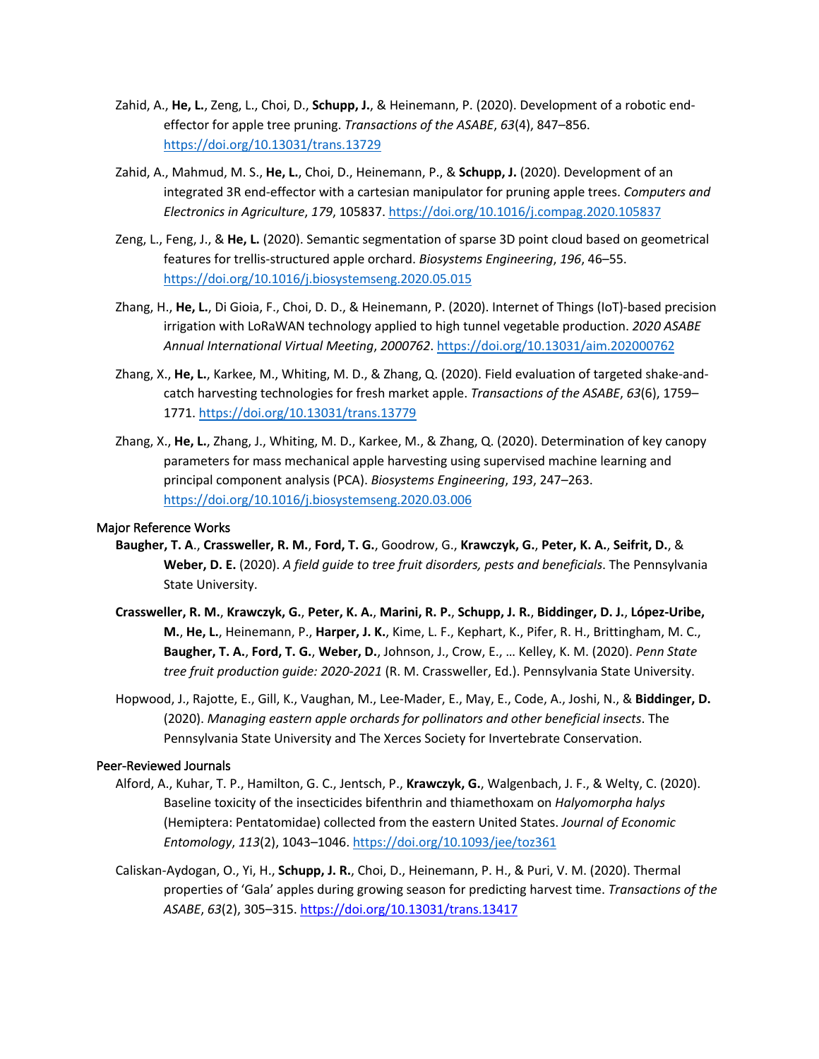Zahid, A., **He, L.**, Zeng, L., Choi, D., **Schupp, J.**, & Heinemann, P. (2020). Development of a robotic end-effector for apple tree pruning. *Transactions of the ASABE*, *63*(4), 847–856. https://doi.org/10.13031/trans.13729

Zahid, A., Mahmud, M. S., **He, L.**, Choi, D., Heinemann, P., & **Schupp, J.** (2020). Development of an integrated 3R end-effector with a cartesian manipulator for pruning apple trees. *Computers and Electronics in Agriculture*, *179*, 105837. https://doi.org/10.1016/j.compag.2020.105837

Zeng, L., Feng, J., & **He, L.** (2020). Semantic segmentation of sparse 3D point cloud based on geometrical features for trellis-structured apple orchard. *Biosystems Engineering*, *196*, 46–55. https://doi.org/10.1016/j.biosystemseng.2020.05.015

Zhang, H., **He, L.**, Di Gioia, F., Choi, D. D., & Heinemann, P. (2020). Internet of Things (IoT)-based precision irrigation with LoRaWAN technology applied to high tunnel vegetable production. *2020 ASABE Annual International Virtual Meeting*, *2000762*. https://doi.org/10.13031/aim.202000762

Zhang, X., **He, L.**, Karkee, M., Whiting, M. D., & Zhang, Q. (2020). Field evaluation of targeted shake-and-catch harvesting technologies for fresh market apple. *Transactions of the ASABE*, *63*(6), 1759–1771. https://doi.org/10.13031/trans.13779

Zhang, X., **He, L.**, Zhang, J., Whiting, M. D., Karkee, M., & Zhang, Q. (2020). Determination of key canopy parameters for mass mechanical apple harvesting using supervised machine learning and principal component analysis (PCA). *Biosystems Engineering*, *193*, 247–263. https://doi.org/10.1016/j.biosystemseng.2020.03.006

### Major Reference Works

**Baugher, T. A.**, **Crassweller, R. M.**, **Ford, T. G.**, Goodrow, G., **Krawczyk, G.**, **Peter, K. A.**, **Seifrit, D.**, & **Weber, D. E.** (2020). *A field guide to tree fruit disorders, pests and beneficials*. The Pennsylvania State University.

**Crassweller, R. M.**, **Krawczyk, G.**, **Peter, K. A.**, **Marini, R. P.**, **Schupp, J. R.**, **Biddinger, D. J.**, **López-Uribe, M.**, **He, L.**, Heinemann, P., **Harper, J. K.**, Kime, L. F., Kephart, K., Pifer, R. H., Brittingham, M. C., **Baugher, T. A.**, **Ford, T. G.**, **Weber, D.**, Johnson, J., Crow, E., … Kelley, K. M. (2020). *Penn State tree fruit production guide: 2020-2021* (R. M. Crassweller, Ed.). Pennsylvania State University.

Hopwood, J., Rajotte, E., Gill, K., Vaughan, M., Lee-Mader, E., May, E., Code, A., Joshi, N., & **Biddinger, D.** (2020). *Managing eastern apple orchards for pollinators and other beneficial insects*. The Pennsylvania State University and The Xerces Society for Invertebrate Conservation.

### Peer-Reviewed Journals

Alford, A., Kuhar, T. P., Hamilton, G. C., Jentsch, P., **Krawczyk, G.**, Walgenbach, J. F., & Welty, C. (2020). Baseline toxicity of the insecticides bifenthrin and thiamethoxam on *Halyomorpha halys* (Hemiptera: Pentatomidae) collected from the eastern United States. *Journal of Economic Entomology*, *113*(2), 1043–1046. https://doi.org/10.1093/jee/toz361

Caliskan-Aydogan, O., Yi, H., **Schupp, J. R.**, Choi, D., Heinemann, P. H., & Puri, V. M. (2020). Thermal properties of 'Gala' apples during growing season for predicting harvest time. *Transactions of the ASABE*, *63*(2), 305–315. https://doi.org/10.13031/trans.13417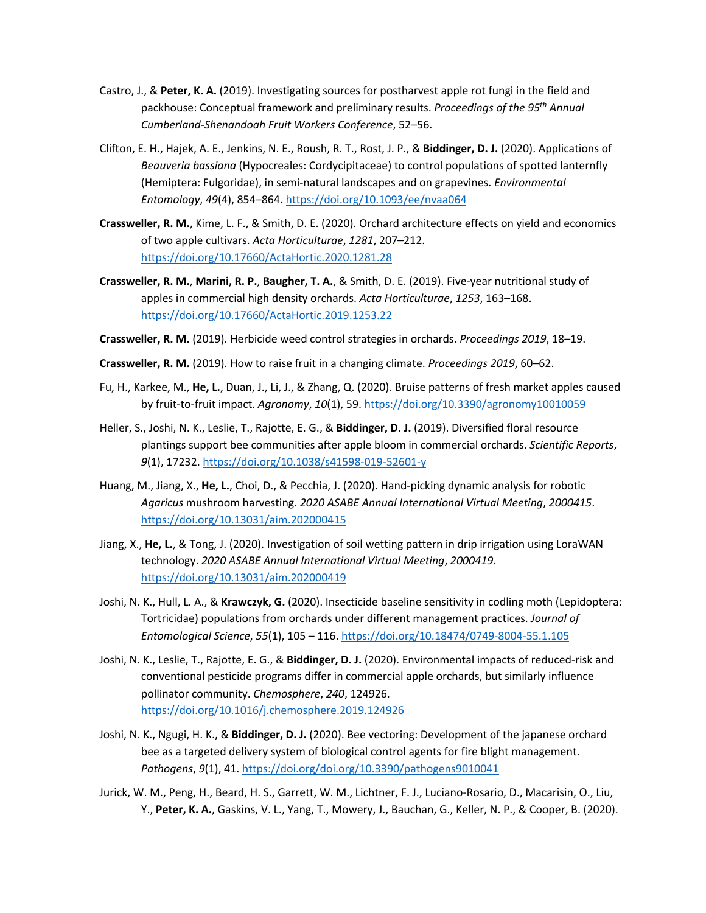Castro, J., & **Peter, K. A.** (2019). Investigating sources for postharvest apple rot fungi in the field and packhouse: Conceptual framework and preliminary results. *Proceedings of the 95th Annual Cumberland-Shenandoah Fruit Workers Conference*, 52–56.

Clifton, E. H., Hajek, A. E., Jenkins, N. E., Roush, R. T., Rost, J. P., & **Biddinger, D. J.** (2020). Applications of *Beauveria bassiana* (Hypocreales: Cordycipitaceae) to control populations of spotted lanternfly (Hemiptera: Fulgoridae), in semi-natural landscapes and on grapevines. *Environmental Entomology*, *49*(4), 854–864. https://doi.org/10.1093/ee/nvaa064

**Crassweller, R. M.**, Kime, L. F., & Smith, D. E. (2020). Orchard architecture effects on yield and economics of two apple cultivars. *Acta Horticulturae*, *1281*, 207–212. https://doi.org/10.17660/ActaHortic.2020.1281.28

**Crassweller, R. M.**, **Marini, R. P.**, **Baugher, T. A.**, & Smith, D. E. (2019). Five-year nutritional study of apples in commercial high density orchards. *Acta Horticulturae*, *1253*, 163–168. https://doi.org/10.17660/ActaHortic.2019.1253.22

**Crassweller, R. M.** (2019). Herbicide weed control strategies in orchards. *Proceedings 2019*, 18–19.

**Crassweller, R. M.** (2019). How to raise fruit in a changing climate. *Proceedings 2019*, 60–62.

Fu, H., Karkee, M., **He, L.**, Duan, J., Li, J., & Zhang, Q. (2020). Bruise patterns of fresh market apples caused by fruit-to-fruit impact. *Agronomy*, *10*(1), 59. https://doi.org/10.3390/agronomy10010059

Heller, S., Joshi, N. K., Leslie, T., Rajotte, E. G., & **Biddinger, D. J.** (2019). Diversified floral resource plantings support bee communities after apple bloom in commercial orchards. *Scientific Reports*, *9*(1), 17232. https://doi.org/10.1038/s41598-019-52601-y

Huang, M., Jiang, X., **He, L.**, Choi, D., & Pecchia, J. (2020). Hand-picking dynamic analysis for robotic *Agaricus* mushroom harvesting. *2020 ASABE Annual International Virtual Meeting*, *2000415*. https://doi.org/10.13031/aim.202000415

Jiang, X., **He, L.**, & Tong, J. (2020). Investigation of soil wetting pattern in drip irrigation using LoraWAN technology. *2020 ASABE Annual International Virtual Meeting*, *2000419*. https://doi.org/10.13031/aim.202000419

Joshi, N. K., Hull, L. A., & **Krawczyk, G.** (2020). Insecticide baseline sensitivity in codling moth (Lepidoptera: Tortricidae) populations from orchards under different management practices. *Journal of Entomological Science*, *55*(1), 105 – 116. https://doi.org/10.18474/0749-8004-55.1.105

Joshi, N. K., Leslie, T., Rajotte, E. G., & **Biddinger, D. J.** (2020). Environmental impacts of reduced-risk and conventional pesticide programs differ in commercial apple orchards, but similarly influence pollinator community. *Chemosphere*, *240*, 124926. https://doi.org/10.1016/j.chemosphere.2019.124926

Joshi, N. K., Ngugi, H. K., & **Biddinger, D. J.** (2020). Bee vectoring: Development of the japanese orchard bee as a targeted delivery system of biological control agents for fire blight management. *Pathogens*, *9*(1), 41. https://doi.org/doi.org/10.3390/pathogens9010041

Jurick, W. M., Peng, H., Beard, H. S., Garrett, W. M., Lichtner, F. J., Luciano-Rosario, D., Macarisin, O., Liu, Y., **Peter, K. A.**, Gaskins, V. L., Yang, T., Mowery, J., Bauchan, G., Keller, N. P., & Cooper, B. (2020).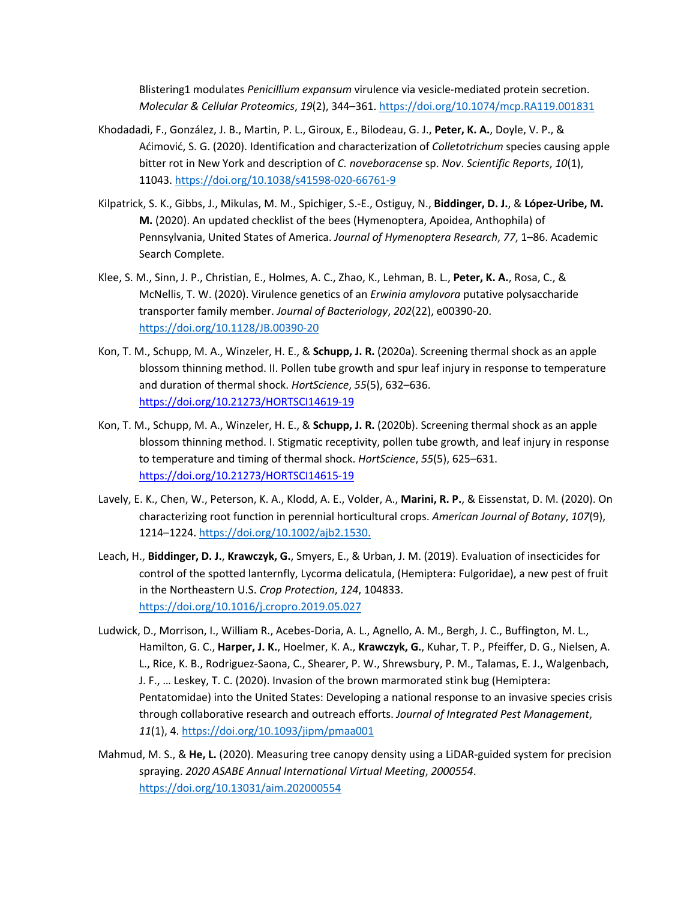Blistering1 modulates *Penicillium expansum* virulence via vesicle-mediated protein secretion. *Molecular & Cellular Proteomics*, *19*(2), 344–361. https://doi.org/10.1074/mcp.RA119.001831

Khodadadi, F., González, J. B., Martin, P. L., Giroux, E., Bilodeau, G. J., **Peter, K. A.**, Doyle, V. P., & Aćimović, S. G. (2020). Identification and characterization of *Colletotrichum* species causing apple bitter rot in New York and description of *C. noveboracense* sp. *Nov*. *Scientific Reports*, *10*(1), 11043. https://doi.org/10.1038/s41598-020-66761-9

Kilpatrick, S. K., Gibbs, J., Mikulas, M. M., Spichiger, S.-E., Ostiguy, N., **Biddinger, D. J.**, & **López-Uribe, M. M.** (2020). An updated checklist of the bees (Hymenoptera, Apoidea, Anthophila) of Pennsylvania, United States of America. *Journal of Hymenoptera Research*, *77*, 1–86. Academic Search Complete.

Klee, S. M., Sinn, J. P., Christian, E., Holmes, A. C., Zhao, K., Lehman, B. L., **Peter, K. A.**, Rosa, C., & McNellis, T. W. (2020). Virulence genetics of an *Erwinia amylovora* putative polysaccharide transporter family member. *Journal of Bacteriology*, *202*(22), e00390-20. https://doi.org/10.1128/JB.00390-20

Kon, T. M., Schupp, M. A., Winzeler, H. E., & **Schupp, J. R.** (2020a). Screening thermal shock as an apple blossom thinning method. II. Pollen tube growth and spur leaf injury in response to temperature and duration of thermal shock. *HortScience*, *55*(5), 632–636. https://doi.org/10.21273/HORTSCI14619-19

Kon, T. M., Schupp, M. A., Winzeler, H. E., & **Schupp, J. R.** (2020b). Screening thermal shock as an apple blossom thinning method. I. Stigmatic receptivity, pollen tube growth, and leaf injury in response to temperature and timing of thermal shock. *HortScience*, *55*(5), 625–631. https://doi.org/10.21273/HORTSCI14615-19

Lavely, E. K., Chen, W., Peterson, K. A., Klodd, A. E., Volder, A., **Marini, R. P.**, & Eissenstat, D. M. (2020). On characterizing root function in perennial horticultural crops. *American Journal of Botany*, *107*(9), 1214–1224. https://doi.org/10.1002/ajb2.1530.

Leach, H., **Biddinger, D. J.**, **Krawczyk, G.**, Smyers, E., & Urban, J. M. (2019). Evaluation of insecticides for control of the spotted lanternfly, Lycorma delicatula, (Hemiptera: Fulgoridae), a new pest of fruit in the Northeastern U.S. *Crop Protection*, *124*, 104833. https://doi.org/10.1016/j.cropro.2019.05.027

Ludwick, D., Morrison, I., William R., Acebes-Doria, A. L., Agnello, A. M., Bergh, J. C., Buffington, M. L., Hamilton, G. C., **Harper, J. K.**, Hoelmer, K. A., **Krawczyk, G.**, Kuhar, T. P., Pfeiffer, D. G., Nielsen, A. L., Rice, K. B., Rodriguez-Saona, C., Shearer, P. W., Shrewsbury, P. M., Talamas, E. J., Walgenbach, J. F., … Leskey, T. C. (2020). Invasion of the brown marmorated stink bug (Hemiptera: Pentatomidae) into the United States: Developing a national response to an invasive species crisis through collaborative research and outreach efforts. *Journal of Integrated Pest Management*, *11*(1), 4. https://doi.org/10.1093/jipm/pmaa001

Mahmud, M. S., & **He, L.** (2020). Measuring tree canopy density using a LiDAR-guided system for precision spraying. *2020 ASABE Annual International Virtual Meeting*, *2000554*. https://doi.org/10.13031/aim.202000554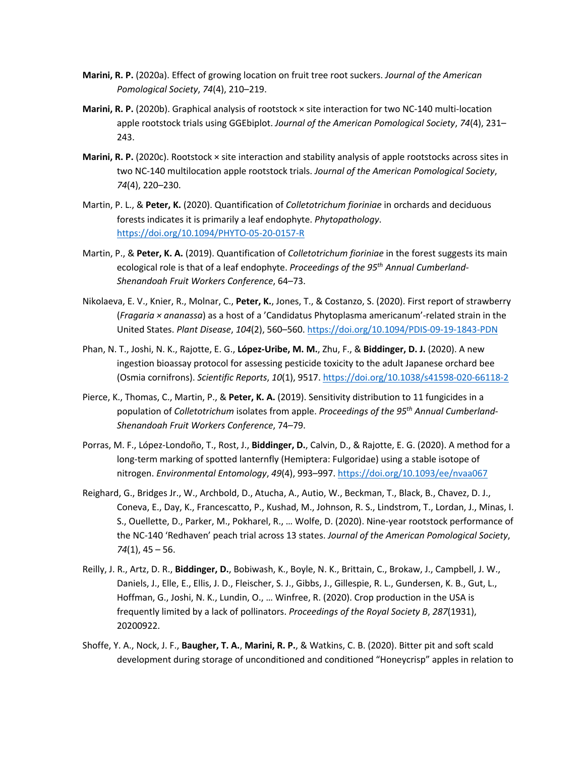**Marini, R. P.** (2020a). Effect of growing location on fruit tree root suckers. *Journal of the American Pomological Society*, *74*(4), 210–219.

**Marini, R. P.** (2020b). Graphical analysis of rootstock × site interaction for two NC-140 multi-location apple rootstock trials using GGEbiplot. *Journal of the American Pomological Society*, *74*(4), 231–243.

**Marini, R. P.** (2020c). Rootstock × site interaction and stability analysis of apple rootstocks across sites in two NC-140 multilocation apple rootstock trials. *Journal of the American Pomological Society*, *74*(4), 220–230.

Martin, P. L., & **Peter, K.** (2020). Quantification of *Colletotrichum fioriniae* in orchards and deciduous forests indicates it is primarily a leaf endophyte. *Phytopathology*. https://doi.org/10.1094/PHYTO-05-20-0157-R

Martin, P., & **Peter, K. A.** (2019). Quantification of *Colletotrichum fioriniae* in the forest suggests its main ecological role is that of a leaf endophyte. *Proceedings of the 95th Annual Cumberland-Shenandoah Fruit Workers Conference*, 64–73.

Nikolaeva, E. V., Knier, R., Molnar, C., **Peter, K.**, Jones, T., & Costanzo, S. (2020). First report of strawberry (*Fragaria × ananassa*) as a host of a 'Candidatus Phytoplasma americanum'-related strain in the United States. *Plant Disease*, *104*(2), 560–560. https://doi.org/10.1094/PDIS-09-19-1843-PDN

Phan, N. T., Joshi, N. K., Rajotte, E. G., **López-Uribe, M. M.**, Zhu, F., & **Biddinger, D. J.** (2020). A new ingestion bioassay protocol for assessing pesticide toxicity to the adult Japanese orchard bee (Osmia cornifrons). *Scientific Reports*, *10*(1), 9517. https://doi.org/10.1038/s41598-020-66118-2

Pierce, K., Thomas, C., Martin, P., & **Peter, K. A.** (2019). Sensitivity distribution to 11 fungicides in a population of *Colletotrichum* isolates from apple. *Proceedings of the 95th Annual Cumberland-Shenandoah Fruit Workers Conference*, 74–79.

Porras, M. F., López-Londoño, T., Rost, J., **Biddinger, D.**, Calvin, D., & Rajotte, E. G. (2020). A method for a long-term marking of spotted lanternfly (Hemiptera: Fulgoridae) using a stable isotope of nitrogen. *Environmental Entomology*, *49*(4), 993–997. https://doi.org/10.1093/ee/nvaa067

Reighard, G., Bridges Jr., W., Archbold, D., Atucha, A., Autio, W., Beckman, T., Black, B., Chavez, D. J., Coneva, E., Day, K., Francescatto, P., Kushad, M., Johnson, R. S., Lindstrom, T., Lordan, J., Minas, I. S., Ouellette, D., Parker, M., Pokharel, R., … Wolfe, D. (2020). Nine-year rootstock performance of the NC-140 'Redhaven' peach trial across 13 states. *Journal of the American Pomological Society*, *74*(1), 45 – 56.

Reilly, J. R., Artz, D. R., **Biddinger, D.**, Bobiwash, K., Boyle, N. K., Brittain, C., Brokaw, J., Campbell, J. W., Daniels, J., Elle, E., Ellis, J. D., Fleischer, S. J., Gibbs, J., Gillespie, R. L., Gundersen, K. B., Gut, L., Hoffman, G., Joshi, N. K., Lundin, O., … Winfree, R. (2020). Crop production in the USA is frequently limited by a lack of pollinators. *Proceedings of the Royal Society B*, *287*(1931), 20200922.

Shoffe, Y. A., Nock, J. F., **Baugher, T. A.**, **Marini, R. P.**, & Watkins, C. B. (2020). Bitter pit and soft scald development during storage of unconditioned and conditioned "Honeycrisp" apples in relation to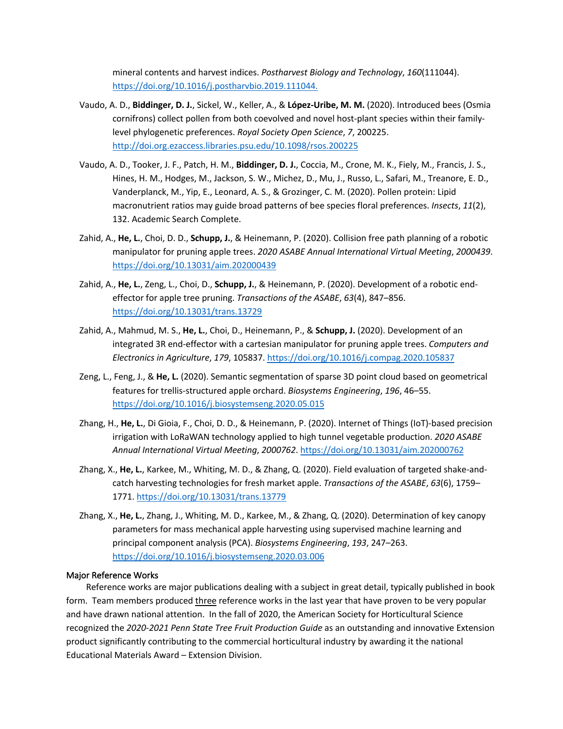mineral contents and harvest indices. *Postharvest Biology and Technology*, *160*(111044). https://doi.org/10.1016/j.postharvbio.2019.111044.

Vaudo, A. D., **Biddinger, D. J.**, Sickel, W., Keller, A., & **López-Uribe, M. M.** (2020). Introduced bees (Osmia cornifrons) collect pollen from both coevolved and novel host-plant species within their family-level phylogenetic preferences. *Royal Society Open Science*, *7*, 200225. http://doi.org.ezaccess.libraries.psu.edu/10.1098/rsos.200225

Vaudo, A. D., Tooker, J. F., Patch, H. M., **Biddinger, D. J.**, Coccia, M., Crone, M. K., Fiely, M., Francis, J. S., Hines, H. M., Hodges, M., Jackson, S. W., Michez, D., Mu, J., Russo, L., Safari, M., Treanore, E. D., Vanderplanck, M., Yip, E., Leonard, A. S., & Grozinger, C. M. (2020). Pollen protein: Lipid macronutrient ratios may guide broad patterns of bee species floral preferences. *Insects*, *11*(2), 132. Academic Search Complete.

Zahid, A., **He, L.**, Choi, D. D., **Schupp, J.**, & Heinemann, P. (2020). Collision free path planning of a robotic manipulator for pruning apple trees. *2020 ASABE Annual International Virtual Meeting*, *2000439*. https://doi.org/10.13031/aim.202000439

Zahid, A., **He, L.**, Zeng, L., Choi, D., **Schupp, J.**, & Heinemann, P. (2020). Development of a robotic end-effector for apple tree pruning. *Transactions of the ASABE*, *63*(4), 847–856. https://doi.org/10.13031/trans.13729

Zahid, A., Mahmud, M. S., **He, L.**, Choi, D., Heinemann, P., & **Schupp, J.** (2020). Development of an integrated 3R end-effector with a cartesian manipulator for pruning apple trees. *Computers and Electronics in Agriculture*, *179*, 105837. https://doi.org/10.1016/j.compag.2020.105837

Zeng, L., Feng, J., & **He, L.** (2020). Semantic segmentation of sparse 3D point cloud based on geometrical features for trellis-structured apple orchard. *Biosystems Engineering*, *196*, 46–55. https://doi.org/10.1016/j.biosystemseng.2020.05.015

Zhang, H., **He, L.**, Di Gioia, F., Choi, D. D., & Heinemann, P. (2020). Internet of Things (IoT)-based precision irrigation with LoRaWAN technology applied to high tunnel vegetable production. *2020 ASABE Annual International Virtual Meeting*, *2000762*. https://doi.org/10.13031/aim.202000762

Zhang, X., **He, L.**, Karkee, M., Whiting, M. D., & Zhang, Q. (2020). Field evaluation of targeted shake-and-catch harvesting technologies for fresh market apple. *Transactions of the ASABE*, *63*(6), 1759–1771. https://doi.org/10.13031/trans.13779

Zhang, X., **He, L.**, Zhang, J., Whiting, M. D., Karkee, M., & Zhang, Q. (2020). Determination of key canopy parameters for mass mechanical apple harvesting using supervised machine learning and principal component analysis (PCA). *Biosystems Engineering*, *193*, 247–263. https://doi.org/10.1016/j.biosystemseng.2020.03.006

### Major Reference Works

Reference works are major publications dealing with a subject in great detail, typically published in book form. Team members produced three reference works in the last year that have proven to be very popular and have drawn national attention. In the fall of 2020, the American Society for Horticultural Science recognized the *2020-2021 Penn State Tree Fruit Production Guide* as an outstanding and innovative Extension product significantly contributing to the commercial horticultural industry by awarding it the national Educational Materials Award – Extension Division.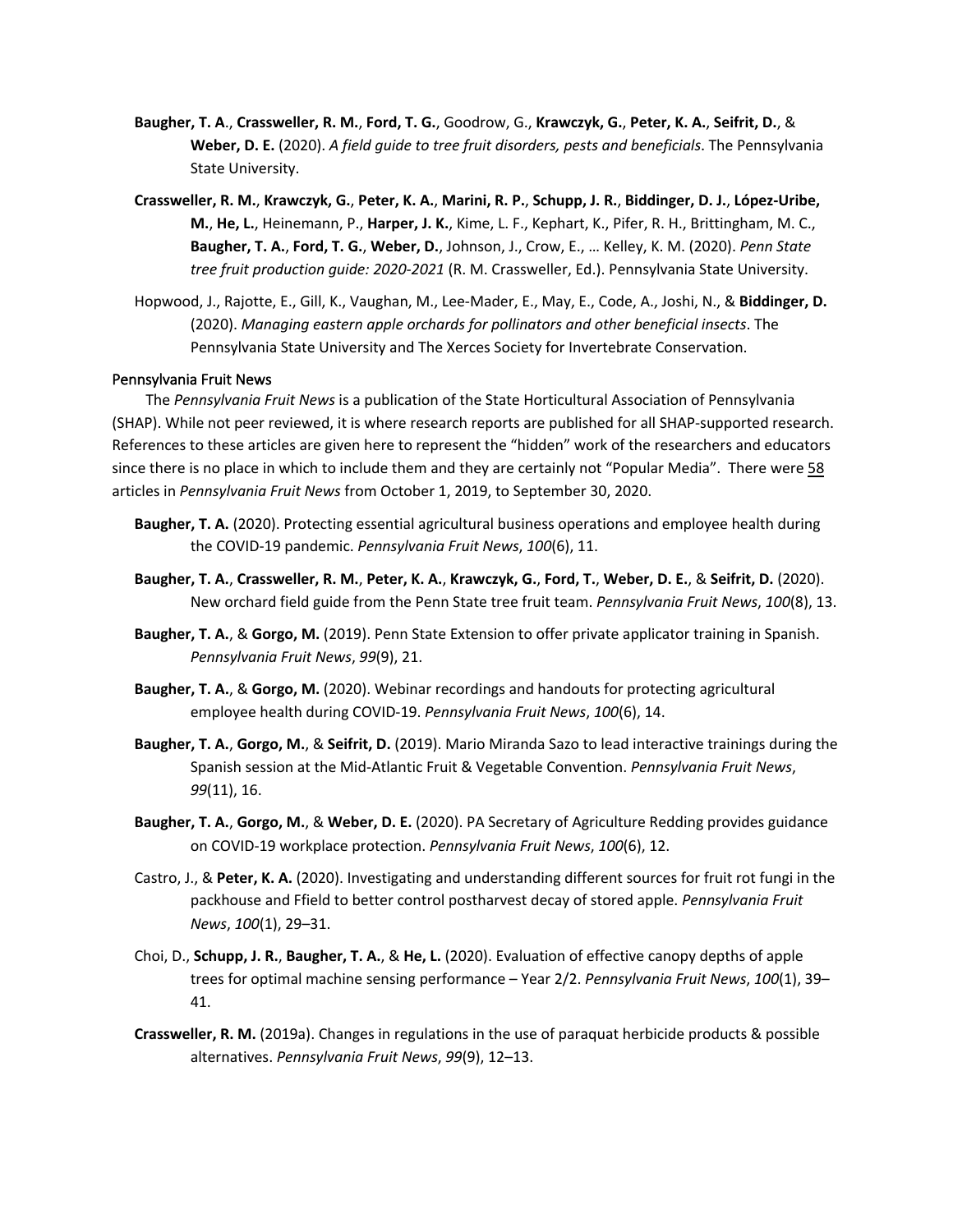**Baugher, T. A**., **Crassweller, R. M.**, **Ford, T. G.**, Goodrow, G., **Krawczyk, G.**, **Peter, K. A.**, **Seifrit, D.**, & **Weber, D. E.** (2020). *A field guide to tree fruit disorders, pests and beneficials*. The Pennsylvania State University.

**Crassweller, R. M.**, **Krawczyk, G.**, **Peter, K. A.**, **Marini, R. P.**, **Schupp, J. R.**, **Biddinger, D. J.**, **López-Uribe, M.**, **He, L.**, Heinemann, P., **Harper, J. K.**, Kime, L. F., Kephart, K., Pifer, R. H., Brittingham, M. C., **Baugher, T. A.**, **Ford, T. G.**, **Weber, D.**, Johnson, J., Crow, E., … Kelley, K. M. (2020). *Penn State tree fruit production guide: 2020-2021* (R. M. Crassweller, Ed.). Pennsylvania State University.

Hopwood, J., Rajotte, E., Gill, K., Vaughan, M., Lee-Mader, E., May, E., Code, A., Joshi, N., & **Biddinger, D.** (2020). *Managing eastern apple orchards for pollinators and other beneficial insects*. The Pennsylvania State University and The Xerces Society for Invertebrate Conservation.

### Pennsylvania Fruit News

The *Pennsylvania Fruit News* is a publication of the State Horticultural Association of Pennsylvania (SHAP). While not peer reviewed, it is where research reports are published for all SHAP-supported research. References to these articles are given here to represent the "hidden" work of the researchers and educators since there is no place in which to include them and they are certainly not "Popular Media". There were 58 articles in *Pennsylvania Fruit News* from October 1, 2019, to September 30, 2020.

**Baugher, T. A.** (2020). Protecting essential agricultural business operations and employee health during the COVID-19 pandemic. *Pennsylvania Fruit News*, *100*(6), 11.

**Baugher, T. A.**, **Crassweller, R. M.**, **Peter, K. A.**, **Krawczyk, G.**, **Ford, T.**, **Weber, D. E.**, & **Seifrit, D.** (2020). New orchard field guide from the Penn State tree fruit team. *Pennsylvania Fruit News*, *100*(8), 13.

**Baugher, T. A.**, & **Gorgo, M.** (2019). Penn State Extension to offer private applicator training in Spanish. *Pennsylvania Fruit News*, *99*(9), 21.

**Baugher, T. A.**, & **Gorgo, M.** (2020). Webinar recordings and handouts for protecting agricultural employee health during COVID-19. *Pennsylvania Fruit News*, *100*(6), 14.

**Baugher, T. A.**, **Gorgo, M.**, & **Seifrit, D.** (2019). Mario Miranda Sazo to lead interactive trainings during the Spanish session at the Mid-Atlantic Fruit & Vegetable Convention. *Pennsylvania Fruit News*, *99*(11), 16.

**Baugher, T. A.**, **Gorgo, M.**, & **Weber, D. E.** (2020). PA Secretary of Agriculture Redding provides guidance on COVID-19 workplace protection. *Pennsylvania Fruit News*, *100*(6), 12.

Castro, J., & **Peter, K. A.** (2020). Investigating and understanding different sources for fruit rot fungi in the packhouse and Ffield to better control postharvest decay of stored apple. *Pennsylvania Fruit News*, *100*(1), 29–31.

Choi, D., **Schupp, J. R.**, **Baugher, T. A.**, & **He, L.** (2020). Evaluation of effective canopy depths of apple trees for optimal machine sensing performance – Year 2/2. *Pennsylvania Fruit News*, *100*(1), 39–41.

**Crassweller, R. M.** (2019a). Changes in regulations in the use of paraquat herbicide products & possible alternatives. *Pennsylvania Fruit News*, *99*(9), 12–13.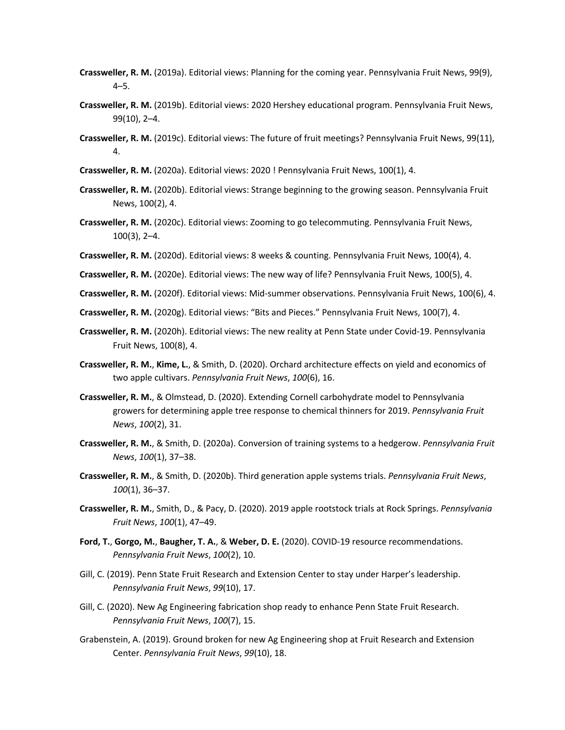**Crassweller, R. M.** (2019a). Editorial views: Planning for the coming year. Pennsylvania Fruit News, 99(9), 4–5.

**Crassweller, R. M.** (2019b). Editorial views: 2020 Hershey educational program. Pennsylvania Fruit News, 99(10), 2–4.

**Crassweller, R. M.** (2019c). Editorial views: The future of fruit meetings? Pennsylvania Fruit News, 99(11), 4.

**Crassweller, R. M.** (2020a). Editorial views: 2020 ! Pennsylvania Fruit News, 100(1), 4.

**Crassweller, R. M.** (2020b). Editorial views: Strange beginning to the growing season. Pennsylvania Fruit News, 100(2), 4.

**Crassweller, R. M.** (2020c). Editorial views: Zooming to go telecommuting. Pennsylvania Fruit News, 100(3), 2–4.

**Crassweller, R. M.** (2020d). Editorial views: 8 weeks & counting. Pennsylvania Fruit News, 100(4), 4.

**Crassweller, R. M.** (2020e). Editorial views: The new way of life? Pennsylvania Fruit News, 100(5), 4.

**Crassweller, R. M.** (2020f). Editorial views: Mid-summer observations. Pennsylvania Fruit News, 100(6), 4.

**Crassweller, R. M.** (2020g). Editorial views: "Bits and Pieces." Pennsylvania Fruit News, 100(7), 4.

**Crassweller, R. M.** (2020h). Editorial views: The new reality at Penn State under Covid-19. Pennsylvania Fruit News, 100(8), 4.

**Crassweller, R. M.**, **Kime, L.**, & Smith, D. (2020). Orchard architecture effects on yield and economics of two apple cultivars. *Pennsylvania Fruit News*, *100*(6), 16.

**Crassweller, R. M.**, & Olmstead, D. (2020). Extending Cornell carbohydrate model to Pennsylvania growers for determining apple tree response to chemical thinners for 2019. *Pennsylvania Fruit News*, *100*(2), 31.

**Crassweller, R. M.**, & Smith, D. (2020a). Conversion of training systems to a hedgerow. *Pennsylvania Fruit News*, *100*(1), 37–38.

**Crassweller, R. M.**, & Smith, D. (2020b). Third generation apple systems trials. *Pennsylvania Fruit News*, *100*(1), 36–37.

**Crassweller, R. M.**, Smith, D., & Pacy, D. (2020). 2019 apple rootstock trials at Rock Springs. *Pennsylvania Fruit News*, *100*(1), 47–49.

**Ford, T.**, **Gorgo, M.**, **Baugher, T. A.**, & **Weber, D. E.** (2020). COVID-19 resource recommendations. *Pennsylvania Fruit News*, *100*(2), 10.

Gill, C. (2019). Penn State Fruit Research and Extension Center to stay under Harper's leadership. *Pennsylvania Fruit News*, *99*(10), 17.

Gill, C. (2020). New Ag Engineering fabrication shop ready to enhance Penn State Fruit Research. *Pennsylvania Fruit News*, *100*(7), 15.

Grabenstein, A. (2019). Ground broken for new Ag Engineering shop at Fruit Research and Extension Center. *Pennsylvania Fruit News*, *99*(10), 18.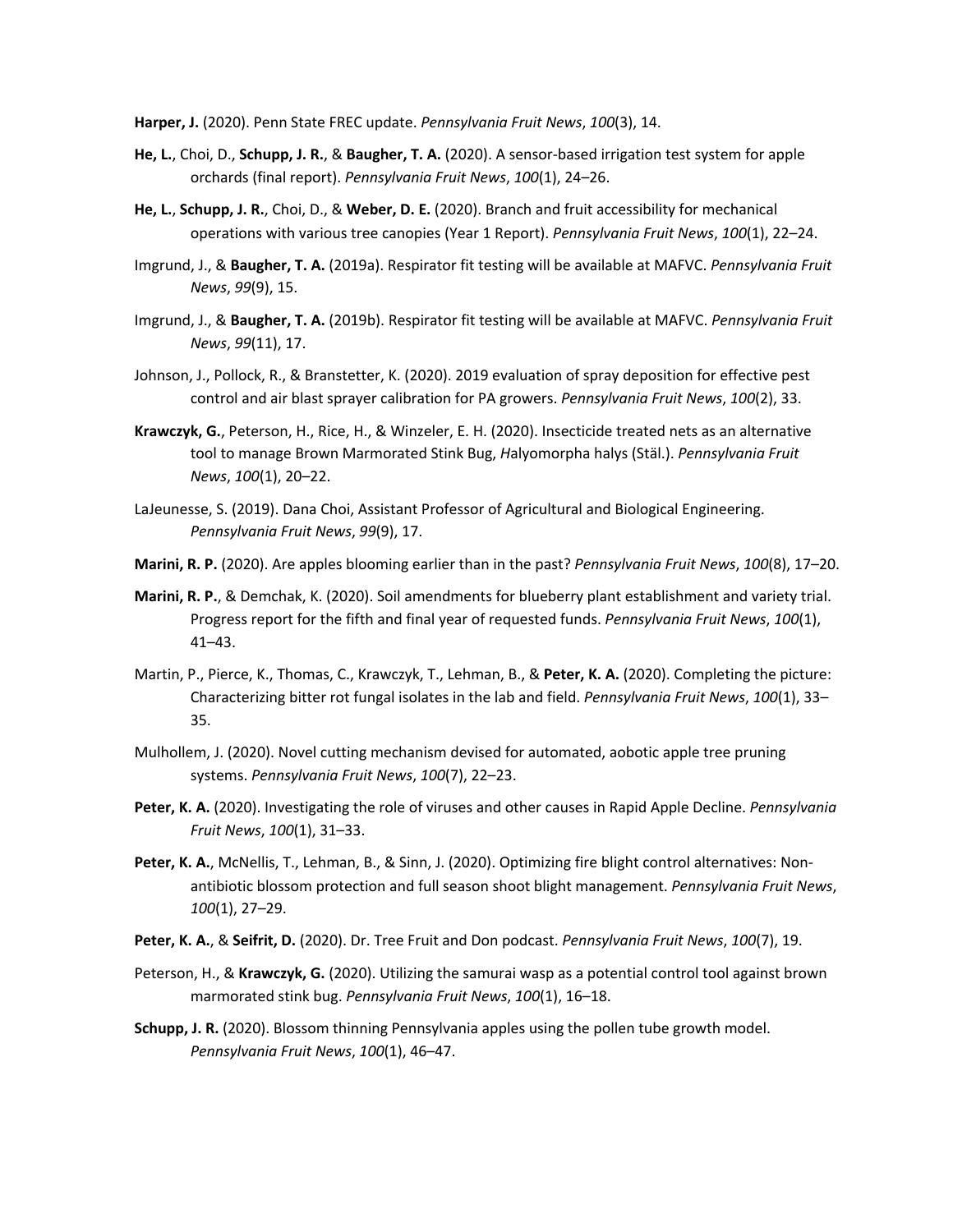**Harper, J.** (2020). Penn State FREC update. *Pennsylvania Fruit News*, *100*(3), 14.

**He, L.**, Choi, D., **Schupp, J. R.**, & **Baugher, T. A.** (2020). A sensor-based irrigation test system for apple orchards (final report). *Pennsylvania Fruit News*, *100*(1), 24–26.

**He, L.**, **Schupp, J. R.**, Choi, D., & **Weber, D. E.** (2020). Branch and fruit accessibility for mechanical operations with various tree canopies (Year 1 Report). *Pennsylvania Fruit News*, *100*(1), 22–24.

Imgrund, J., & **Baugher, T. A.** (2019a). Respirator fit testing will be available at MAFVC. *Pennsylvania Fruit News*, *99*(9), 15.

Imgrund, J., & **Baugher, T. A.** (2019b). Respirator fit testing will be available at MAFVC. *Pennsylvania Fruit News*, *99*(11), 17.

Johnson, J., Pollock, R., & Branstetter, K. (2020). 2019 evaluation of spray deposition for effective pest control and air blast sprayer calibration for PA growers. *Pennsylvania Fruit News*, *100*(2), 33.

**Krawczyk, G.**, Peterson, H., Rice, H., & Winzeler, E. H. (2020). Insecticide treated nets as an alternative tool to manage Brown Marmorated Stink Bug, *H*alyomorpha halys (Stäl.). *Pennsylvania Fruit News*, *100*(1), 20–22.

LaJeunesse, S. (2019). Dana Choi, Assistant Professor of Agricultural and Biological Engineering. *Pennsylvania Fruit News*, *99*(9), 17.

**Marini, R. P.** (2020). Are apples blooming earlier than in the past? *Pennsylvania Fruit News*, *100*(8), 17–20.

**Marini, R. P.**, & Demchak, K. (2020). Soil amendments for blueberry plant establishment and variety trial. Progress report for the fifth and final year of requested funds. *Pennsylvania Fruit News*, *100*(1), 41–43.

Martin, P., Pierce, K., Thomas, C., Krawczyk, T., Lehman, B., & **Peter, K. A.** (2020). Completing the picture: Characterizing bitter rot fungal isolates in the lab and field. *Pennsylvania Fruit News*, *100*(1), 33–35.

Mulhollem, J. (2020). Novel cutting mechanism devised for automated, aobotic apple tree pruning systems. *Pennsylvania Fruit News*, *100*(7), 22–23.

**Peter, K. A.** (2020). Investigating the role of viruses and other causes in Rapid Apple Decline. *Pennsylvania Fruit News*, *100*(1), 31–33.

**Peter, K. A.**, McNellis, T., Lehman, B., & Sinn, J. (2020). Optimizing fire blight control alternatives: Non-antibiotic blossom protection and full season shoot blight management. *Pennsylvania Fruit News*, *100*(1), 27–29.

**Peter, K. A.**, & **Seifrit, D.** (2020). Dr. Tree Fruit and Don podcast. *Pennsylvania Fruit News*, *100*(7), 19.

Peterson, H., & **Krawczyk, G.** (2020). Utilizing the samurai wasp as a potential control tool against brown marmorated stink bug. *Pennsylvania Fruit News*, *100*(1), 16–18.

**Schupp, J. R.** (2020). Blossom thinning Pennsylvania apples using the pollen tube growth model. *Pennsylvania Fruit News*, *100*(1), 46–47.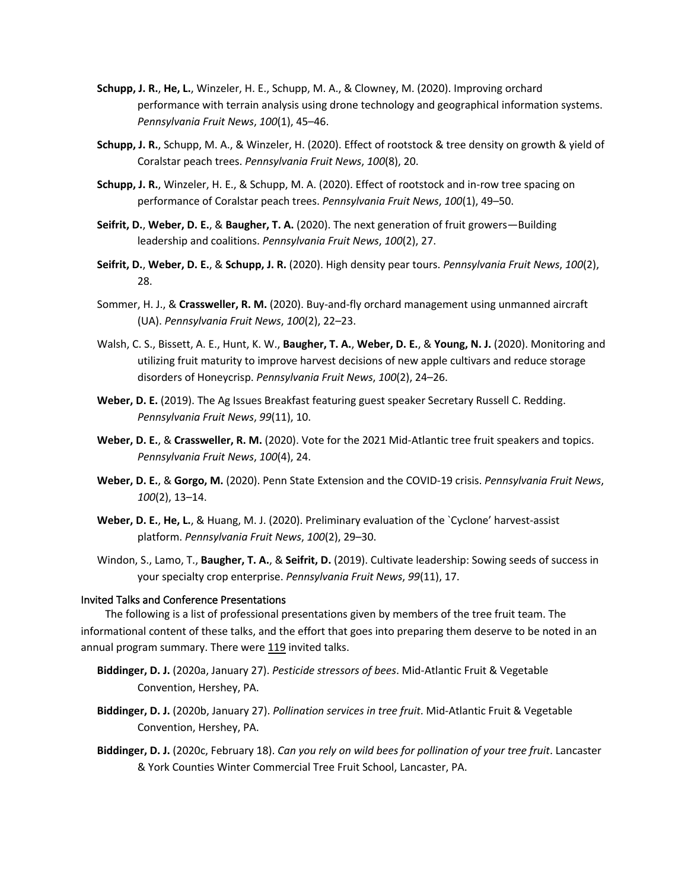**Schupp, J. R.**, **He, L.**, Winzeler, H. E., Schupp, M. A., & Clowney, M. (2020). Improving orchard performance with terrain analysis using drone technology and geographical information systems. *Pennsylvania Fruit News*, *100*(1), 45–46.

**Schupp, J. R.**, Schupp, M. A., & Winzeler, H. (2020). Effect of rootstock & tree density on growth & yield of Coralstar peach trees. *Pennsylvania Fruit News*, *100*(8), 20.

**Schupp, J. R.**, Winzeler, H. E., & Schupp, M. A. (2020). Effect of rootstock and in-row tree spacing on performance of Coralstar peach trees. *Pennsylvania Fruit News*, *100*(1), 49–50.

**Seifrit, D.**, **Weber, D. E.**, & **Baugher, T. A.** (2020). The next generation of fruit growers—Building leadership and coalitions. *Pennsylvania Fruit News*, *100*(2), 27.

**Seifrit, D.**, **Weber, D. E.**, & **Schupp, J. R.** (2020). High density pear tours. *Pennsylvania Fruit News*, *100*(2), 28.

Sommer, H. J., & **Crassweller, R. M.** (2020). Buy-and-fly orchard management using unmanned aircraft (UA). *Pennsylvania Fruit News*, *100*(2), 22–23.

Walsh, C. S., Bissett, A. E., Hunt, K. W., **Baugher, T. A.**, **Weber, D. E.**, & **Young, N. J.** (2020). Monitoring and utilizing fruit maturity to improve harvest decisions of new apple cultivars and reduce storage disorders of Honeycrisp. *Pennsylvania Fruit News*, *100*(2), 24–26.

**Weber, D. E.** (2019). The Ag Issues Breakfast featuring guest speaker Secretary Russell C. Redding. *Pennsylvania Fruit News*, *99*(11), 10.

**Weber, D. E.**, & **Crassweller, R. M.** (2020). Vote for the 2021 Mid-Atlantic tree fruit speakers and topics. *Pennsylvania Fruit News*, *100*(4), 24.

**Weber, D. E.**, & **Gorgo, M.** (2020). Penn State Extension and the COVID-19 crisis. *Pennsylvania Fruit News*, *100*(2), 13–14.

**Weber, D. E.**, **He, L.**, & Huang, M. J. (2020). Preliminary evaluation of the `Cyclone' harvest-assist platform. *Pennsylvania Fruit News*, *100*(2), 29–30.

Windon, S., Lamo, T., **Baugher, T. A.**, & **Seifrit, D.** (2019). Cultivate leadership: Sowing seeds of success in your specialty crop enterprise. *Pennsylvania Fruit News*, *99*(11), 17.

### Invited Talks and Conference Presentations

The following is a list of professional presentations given by members of the tree fruit team. The informational content of these talks, and the effort that goes into preparing them deserve to be noted in an annual program summary. There were 119 invited talks.

**Biddinger, D. J.** (2020a, January 27). *Pesticide stressors of bees*. Mid-Atlantic Fruit & Vegetable Convention, Hershey, PA.

**Biddinger, D. J.** (2020b, January 27). *Pollination services in tree fruit*. Mid-Atlantic Fruit & Vegetable Convention, Hershey, PA.

**Biddinger, D. J.** (2020c, February 18). *Can you rely on wild bees for pollination of your tree fruit*. Lancaster & York Counties Winter Commercial Tree Fruit School, Lancaster, PA.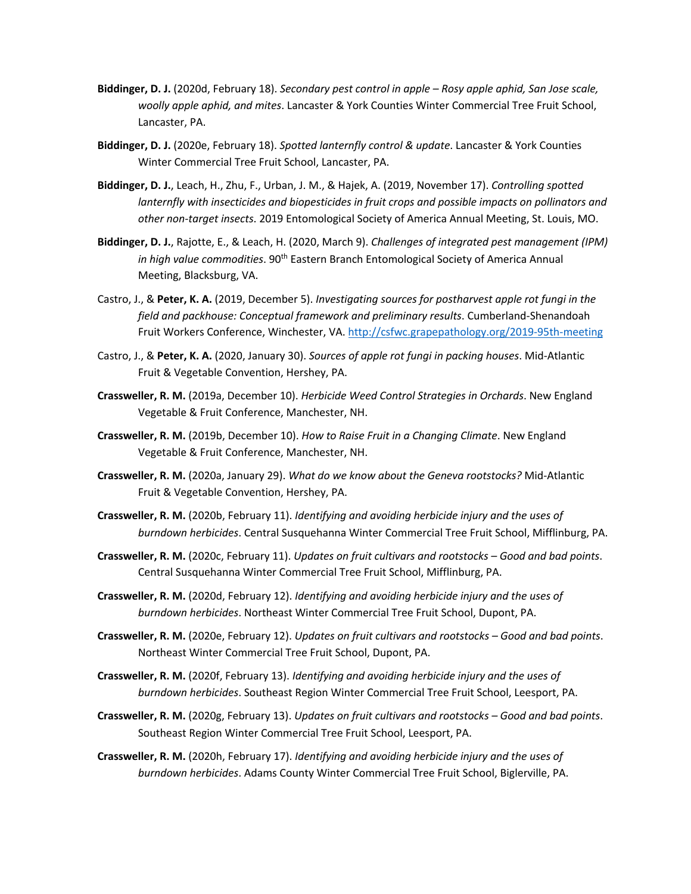**Biddinger, D. J.** (2020d, February 18). *Secondary pest control in apple – Rosy apple aphid, San Jose scale, woolly apple aphid, and mites*. Lancaster & York Counties Winter Commercial Tree Fruit School, Lancaster, PA.

**Biddinger, D. J.** (2020e, February 18). *Spotted lanternfly control & update*. Lancaster & York Counties Winter Commercial Tree Fruit School, Lancaster, PA.

**Biddinger, D. J.**, Leach, H., Zhu, F., Urban, J. M., & Hajek, A. (2019, November 17). *Controlling spotted lanternfly with insecticides and biopesticides in fruit crops and possible impacts on pollinators and other non-target insects*. 2019 Entomological Society of America Annual Meeting, St. Louis, MO.

**Biddinger, D. J.**, Rajotte, E., & Leach, H. (2020, March 9). *Challenges of integrated pest management (IPM) in high value commodities*. 90th Eastern Branch Entomological Society of America Annual Meeting, Blacksburg, VA.

Castro, J., & **Peter, K. A.** (2019, December 5). *Investigating sources for postharvest apple rot fungi in the field and packhouse: Conceptual framework and preliminary results*. Cumberland-Shenandoah Fruit Workers Conference, Winchester, VA. http://csfwc.grapepathology.org/2019-95th-meeting

Castro, J., & **Peter, K. A.** (2020, January 30). *Sources of apple rot fungi in packing houses*. Mid-Atlantic Fruit & Vegetable Convention, Hershey, PA.

**Crassweller, R. M.** (2019a, December 10). *Herbicide Weed Control Strategies in Orchards*. New England Vegetable & Fruit Conference, Manchester, NH.

**Crassweller, R. M.** (2019b, December 10). *How to Raise Fruit in a Changing Climate*. New England Vegetable & Fruit Conference, Manchester, NH.

**Crassweller, R. M.** (2020a, January 29). *What do we know about the Geneva rootstocks?* Mid-Atlantic Fruit & Vegetable Convention, Hershey, PA.

**Crassweller, R. M.** (2020b, February 11). *Identifying and avoiding herbicide injury and the uses of burndown herbicides*. Central Susquehanna Winter Commercial Tree Fruit School, Mifflinburg, PA.

**Crassweller, R. M.** (2020c, February 11). *Updates on fruit cultivars and rootstocks – Good and bad points*. Central Susquehanna Winter Commercial Tree Fruit School, Mifflinburg, PA.

**Crassweller, R. M.** (2020d, February 12). *Identifying and avoiding herbicide injury and the uses of burndown herbicides*. Northeast Winter Commercial Tree Fruit School, Dupont, PA.

**Crassweller, R. M.** (2020e, February 12). *Updates on fruit cultivars and rootstocks – Good and bad points*. Northeast Winter Commercial Tree Fruit School, Dupont, PA.

**Crassweller, R. M.** (2020f, February 13). *Identifying and avoiding herbicide injury and the uses of burndown herbicides*. Southeast Region Winter Commercial Tree Fruit School, Leesport, PA.

**Crassweller, R. M.** (2020g, February 13). *Updates on fruit cultivars and rootstocks – Good and bad points*. Southeast Region Winter Commercial Tree Fruit School, Leesport, PA.

**Crassweller, R. M.** (2020h, February 17). *Identifying and avoiding herbicide injury and the uses of burndown herbicides*. Adams County Winter Commercial Tree Fruit School, Biglerville, PA.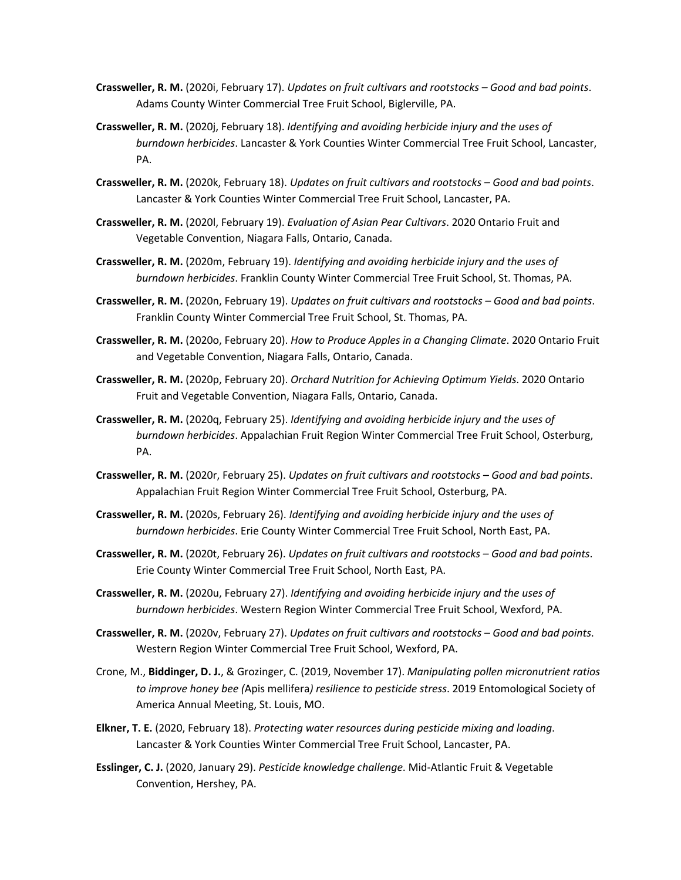**Crassweller, R. M.** (2020i, February 17). *Updates on fruit cultivars and rootstocks – Good and bad points*. Adams County Winter Commercial Tree Fruit School, Biglerville, PA.

**Crassweller, R. M.** (2020j, February 18). *Identifying and avoiding herbicide injury and the uses of burndown herbicides*. Lancaster & York Counties Winter Commercial Tree Fruit School, Lancaster, PA.

**Crassweller, R. M.** (2020k, February 18). *Updates on fruit cultivars and rootstocks – Good and bad points*. Lancaster & York Counties Winter Commercial Tree Fruit School, Lancaster, PA.

**Crassweller, R. M.** (2020l, February 19). *Evaluation of Asian Pear Cultivars*. 2020 Ontario Fruit and Vegetable Convention, Niagara Falls, Ontario, Canada.

**Crassweller, R. M.** (2020m, February 19). *Identifying and avoiding herbicide injury and the uses of burndown herbicides*. Franklin County Winter Commercial Tree Fruit School, St. Thomas, PA.

**Crassweller, R. M.** (2020n, February 19). *Updates on fruit cultivars and rootstocks – Good and bad points*. Franklin County Winter Commercial Tree Fruit School, St. Thomas, PA.

**Crassweller, R. M.** (2020o, February 20). *How to Produce Apples in a Changing Climate*. 2020 Ontario Fruit and Vegetable Convention, Niagara Falls, Ontario, Canada.

**Crassweller, R. M.** (2020p, February 20). *Orchard Nutrition for Achieving Optimum Yields*. 2020 Ontario Fruit and Vegetable Convention, Niagara Falls, Ontario, Canada.

**Crassweller, R. M.** (2020q, February 25). *Identifying and avoiding herbicide injury and the uses of burndown herbicides*. Appalachian Fruit Region Winter Commercial Tree Fruit School, Osterburg, PA.

**Crassweller, R. M.** (2020r, February 25). *Updates on fruit cultivars and rootstocks – Good and bad points*. Appalachian Fruit Region Winter Commercial Tree Fruit School, Osterburg, PA.

**Crassweller, R. M.** (2020s, February 26). *Identifying and avoiding herbicide injury and the uses of burndown herbicides*. Erie County Winter Commercial Tree Fruit School, North East, PA.

**Crassweller, R. M.** (2020t, February 26). *Updates on fruit cultivars and rootstocks – Good and bad points*. Erie County Winter Commercial Tree Fruit School, North East, PA.

**Crassweller, R. M.** (2020u, February 27). *Identifying and avoiding herbicide injury and the uses of burndown herbicides*. Western Region Winter Commercial Tree Fruit School, Wexford, PA.

**Crassweller, R. M.** (2020v, February 27). *Updates on fruit cultivars and rootstocks – Good and bad points*. Western Region Winter Commercial Tree Fruit School, Wexford, PA.

Crone, M., **Biddinger, D. J.**, & Grozinger, C. (2019, November 17). *Manipulating pollen micronutrient ratios to improve honey bee (*Apis mellifera*) resilience to pesticide stress*. 2019 Entomological Society of America Annual Meeting, St. Louis, MO.

**Elkner, T. E.** (2020, February 18). *Protecting water resources during pesticide mixing and loading*. Lancaster & York Counties Winter Commercial Tree Fruit School, Lancaster, PA.

**Esslinger, C. J.** (2020, January 29). *Pesticide knowledge challenge*. Mid-Atlantic Fruit & Vegetable Convention, Hershey, PA.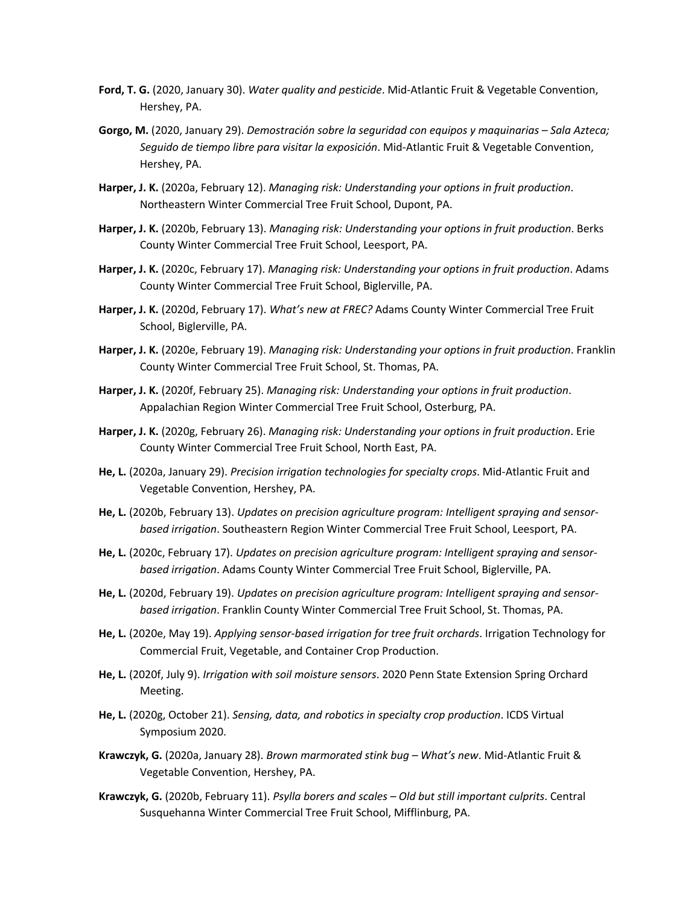**Ford, T. G.** (2020, January 30). *Water quality and pesticide*. Mid-Atlantic Fruit & Vegetable Convention, Hershey, PA.

**Gorgo, M.** (2020, January 29). *Demostración sobre la seguridad con equipos y maquinarias – Sala Azteca; Seguido de tiempo libre para visitar la exposición*. Mid-Atlantic Fruit & Vegetable Convention, Hershey, PA.

**Harper, J. K.** (2020a, February 12). *Managing risk: Understanding your options in fruit production*. Northeastern Winter Commercial Tree Fruit School, Dupont, PA.

**Harper, J. K.** (2020b, February 13). *Managing risk: Understanding your options in fruit production*. Berks County Winter Commercial Tree Fruit School, Leesport, PA.

**Harper, J. K.** (2020c, February 17). *Managing risk: Understanding your options in fruit production*. Adams County Winter Commercial Tree Fruit School, Biglerville, PA.

**Harper, J. K.** (2020d, February 17). *What's new at FREC?* Adams County Winter Commercial Tree Fruit School, Biglerville, PA.

**Harper, J. K.** (2020e, February 19). *Managing risk: Understanding your options in fruit production*. Franklin County Winter Commercial Tree Fruit School, St. Thomas, PA.

**Harper, J. K.** (2020f, February 25). *Managing risk: Understanding your options in fruit production*. Appalachian Region Winter Commercial Tree Fruit School, Osterburg, PA.

**Harper, J. K.** (2020g, February 26). *Managing risk: Understanding your options in fruit production*. Erie County Winter Commercial Tree Fruit School, North East, PA.

**He, L.** (2020a, January 29). *Precision irrigation technologies for specialty crops*. Mid-Atlantic Fruit and Vegetable Convention, Hershey, PA.

**He, L.** (2020b, February 13). *Updates on precision agriculture program: Intelligent spraying and sensor-based irrigation*. Southeastern Region Winter Commercial Tree Fruit School, Leesport, PA.

**He, L.** (2020c, February 17). *Updates on precision agriculture program: Intelligent spraying and sensor-based irrigation*. Adams County Winter Commercial Tree Fruit School, Biglerville, PA.

**He, L.** (2020d, February 19). *Updates on precision agriculture program: Intelligent spraying and sensor-based irrigation*. Franklin County Winter Commercial Tree Fruit School, St. Thomas, PA.

**He, L.** (2020e, May 19). *Applying sensor-based irrigation for tree fruit orchards*. Irrigation Technology for Commercial Fruit, Vegetable, and Container Crop Production.

**He, L.** (2020f, July 9). *Irrigation with soil moisture sensors*. 2020 Penn State Extension Spring Orchard Meeting.

**He, L.** (2020g, October 21). *Sensing, data, and robotics in specialty crop production*. ICDS Virtual Symposium 2020.

**Krawczyk, G.** (2020a, January 28). *Brown marmorated stink bug – What's new*. Mid-Atlantic Fruit & Vegetable Convention, Hershey, PA.

**Krawczyk, G.** (2020b, February 11). *Psylla borers and scales – Old but still important culprits*. Central Susquehanna Winter Commercial Tree Fruit School, Mifflinburg, PA.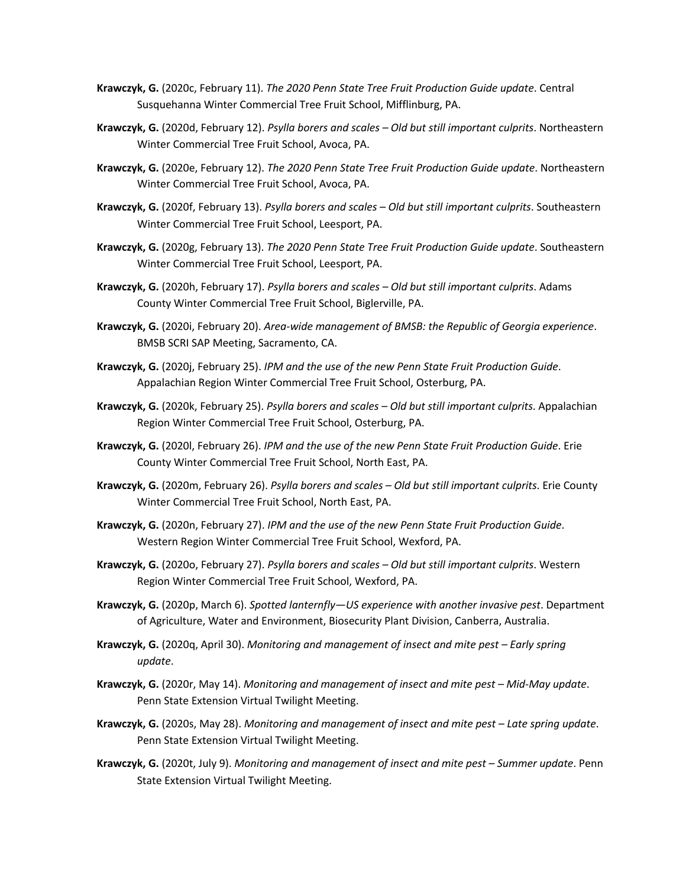**Krawczyk, G.** (2020c, February 11). *The 2020 Penn State Tree Fruit Production Guide update*. Central Susquehanna Winter Commercial Tree Fruit School, Mifflinburg, PA.

**Krawczyk, G.** (2020d, February 12). *Psylla borers and scales – Old but still important culprits*. Northeastern Winter Commercial Tree Fruit School, Avoca, PA.

**Krawczyk, G.** (2020e, February 12). *The 2020 Penn State Tree Fruit Production Guide update*. Northeastern Winter Commercial Tree Fruit School, Avoca, PA.

**Krawczyk, G.** (2020f, February 13). *Psylla borers and scales – Old but still important culprits*. Southeastern Winter Commercial Tree Fruit School, Leesport, PA.

**Krawczyk, G.** (2020g, February 13). *The 2020 Penn State Tree Fruit Production Guide update*. Southeastern Winter Commercial Tree Fruit School, Leesport, PA.

**Krawczyk, G.** (2020h, February 17). *Psylla borers and scales – Old but still important culprits*. Adams County Winter Commercial Tree Fruit School, Biglerville, PA.

**Krawczyk, G.** (2020i, February 20). *Area-wide management of BMSB: the Republic of Georgia experience*. BMSB SCRI SAP Meeting, Sacramento, CA.

**Krawczyk, G.** (2020j, February 25). *IPM and the use of the new Penn State Fruit Production Guide*. Appalachian Region Winter Commercial Tree Fruit School, Osterburg, PA.

**Krawczyk, G.** (2020k, February 25). *Psylla borers and scales – Old but still important culprits*. Appalachian Region Winter Commercial Tree Fruit School, Osterburg, PA.

**Krawczyk, G.** (2020l, February 26). *IPM and the use of the new Penn State Fruit Production Guide*. Erie County Winter Commercial Tree Fruit School, North East, PA.

**Krawczyk, G.** (2020m, February 26). *Psylla borers and scales – Old but still important culprits.* Erie County Winter Commercial Tree Fruit School, North East, PA.

**Krawczyk, G.** (2020n, February 27). *IPM and the use of the new Penn State Fruit Production Guide*. Western Region Winter Commercial Tree Fruit School, Wexford, PA.

**Krawczyk, G.** (2020o, February 27). *Psylla borers and scales – Old but still important culprits*. Western Region Winter Commercial Tree Fruit School, Wexford, PA.

**Krawczyk, G.** (2020p, March 6). *Spotted lanternfly—US experience with another invasive pest*. Department of Agriculture, Water and Environment, Biosecurity Plant Division, Canberra, Australia.

**Krawczyk, G.** (2020q, April 30). *Monitoring and management of insect and mite pest – Early spring update*.

**Krawczyk, G.** (2020r, May 14). *Monitoring and management of insect and mite pest – Mid-May update*. Penn State Extension Virtual Twilight Meeting.

**Krawczyk, G.** (2020s, May 28). *Monitoring and management of insect and mite pest – Late spring update*. Penn State Extension Virtual Twilight Meeting.

**Krawczyk, G.** (2020t, July 9). *Monitoring and management of insect and mite pest – Summer update*. Penn State Extension Virtual Twilight Meeting.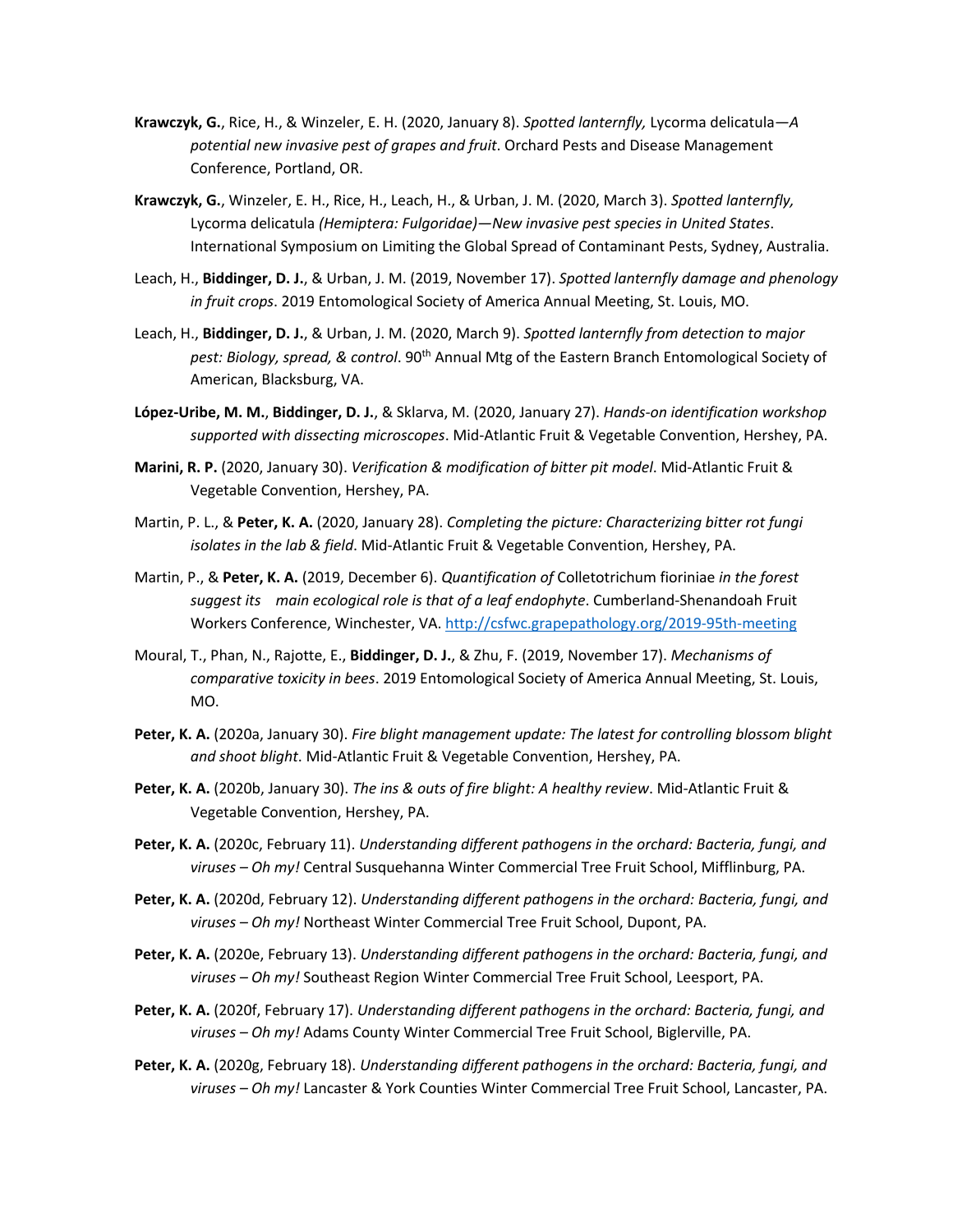**Krawczyk, G.**, Rice, H., & Winzeler, E. H. (2020, January 8). *Spotted lanternfly,* Lycorma delicatula*—A potential new invasive pest of grapes and fruit*. Orchard Pests and Disease Management Conference, Portland, OR.

**Krawczyk, G.**, Winzeler, E. H., Rice, H., Leach, H., & Urban, J. M. (2020, March 3). *Spotted lanternfly,* Lycorma delicatula *(Hemiptera: Fulgoridae)—New invasive pest species in United States*. International Symposium on Limiting the Global Spread of Contaminant Pests, Sydney, Australia.

Leach, H., **Biddinger, D. J.**, & Urban, J. M. (2019, November 17). *Spotted lanternfly damage and phenology in fruit crops*. 2019 Entomological Society of America Annual Meeting, St. Louis, MO.

Leach, H., **Biddinger, D. J.**, & Urban, J. M. (2020, March 9). *Spotted lanternfly from detection to major pest: Biology, spread, & control*. 90th Annual Mtg of the Eastern Branch Entomological Society of American, Blacksburg, VA.

**López-Uribe, M. M.**, **Biddinger, D. J.**, & Sklarva, M. (2020, January 27). *Hands-on identification workshop supported with dissecting microscopes*. Mid-Atlantic Fruit & Vegetable Convention, Hershey, PA.

**Marini, R. P.** (2020, January 30). *Verification & modification of bitter pit model*. Mid-Atlantic Fruit & Vegetable Convention, Hershey, PA.

Martin, P. L., & **Peter, K. A.** (2020, January 28). *Completing the picture: Characterizing bitter rot fungi isolates in the lab & field*. Mid-Atlantic Fruit & Vegetable Convention, Hershey, PA.

Martin, P., & **Peter, K. A.** (2019, December 6). *Quantification of* Colletotrichum fioriniae *in the forest suggest its main ecological role is that of a leaf endophyte*. Cumberland-Shenandoah Fruit Workers Conference, Winchester, VA. http://csfwc.grapepathology.org/2019-95th-meeting

Moural, T., Phan, N., Rajotte, E., **Biddinger, D. J.**, & Zhu, F. (2019, November 17). *Mechanisms of comparative toxicity in bees*. 2019 Entomological Society of America Annual Meeting, St. Louis, MO.

**Peter, K. A.** (2020a, January 30). *Fire blight management update: The latest for controlling blossom blight and shoot blight*. Mid-Atlantic Fruit & Vegetable Convention, Hershey, PA.

**Peter, K. A.** (2020b, January 30). *The ins & outs of fire blight: A healthy review*. Mid-Atlantic Fruit & Vegetable Convention, Hershey, PA.

**Peter, K. A.** (2020c, February 11). *Understanding different pathogens in the orchard: Bacteria, fungi, and viruses – Oh my!* Central Susquehanna Winter Commercial Tree Fruit School, Mifflinburg, PA.

**Peter, K. A.** (2020d, February 12). *Understanding different pathogens in the orchard: Bacteria, fungi, and viruses – Oh my!* Northeast Winter Commercial Tree Fruit School, Dupont, PA.

**Peter, K. A.** (2020e, February 13). *Understanding different pathogens in the orchard: Bacteria, fungi, and viruses – Oh my!* Southeast Region Winter Commercial Tree Fruit School, Leesport, PA.

**Peter, K. A.** (2020f, February 17). *Understanding different pathogens in the orchard: Bacteria, fungi, and viruses – Oh my!* Adams County Winter Commercial Tree Fruit School, Biglerville, PA.

**Peter, K. A.** (2020g, February 18). *Understanding different pathogens in the orchard: Bacteria, fungi, and viruses – Oh my!* Lancaster & York Counties Winter Commercial Tree Fruit School, Lancaster, PA.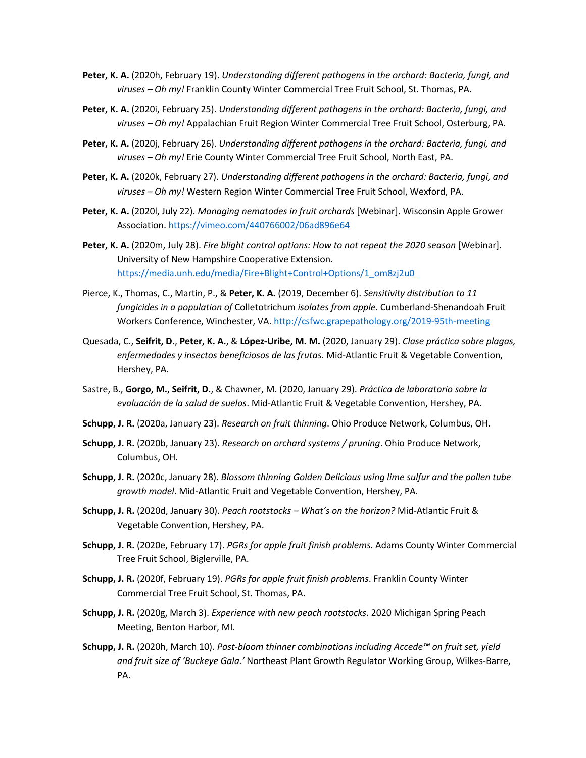**Peter, K. A.** (2020h, February 19). *Understanding different pathogens in the orchard: Bacteria, fungi, and viruses – Oh my!* Franklin County Winter Commercial Tree Fruit School, St. Thomas, PA.

**Peter, K. A.** (2020i, February 25). *Understanding different pathogens in the orchard: Bacteria, fungi, and viruses – Oh my!* Appalachian Fruit Region Winter Commercial Tree Fruit School, Osterburg, PA.

**Peter, K. A.** (2020j, February 26). *Understanding different pathogens in the orchard: Bacteria, fungi, and viruses – Oh my!* Erie County Winter Commercial Tree Fruit School, North East, PA.

**Peter, K. A.** (2020k, February 27). *Understanding different pathogens in the orchard: Bacteria, fungi, and viruses – Oh my!* Western Region Winter Commercial Tree Fruit School, Wexford, PA.

**Peter, K. A.** (2020l, July 22). *Managing nematodes in fruit orchards* [Webinar]. Wisconsin Apple Grower Association. https://vimeo.com/440766002/06ad896e64

**Peter, K. A.** (2020m, July 28). *Fire blight control options: How to not repeat the 2020 season* [Webinar]. University of New Hampshire Cooperative Extension. https://media.unh.edu/media/Fire+Blight+Control+Options/1_om8zj2u0

Pierce, K., Thomas, C., Martin, P., & **Peter, K. A.** (2019, December 6). *Sensitivity distribution to 11 fungicides in a population of* Colletotrichum *isolates from apple*. Cumberland-Shenandoah Fruit Workers Conference, Winchester, VA. http://csfwc.grapepathology.org/2019-95th-meeting

Quesada, C., **Seifrit, D.**, **Peter, K. A.**, & **López-Uribe, M. M.** (2020, January 29). *Clase práctica sobre plagas, enfermedades y insectos beneficiosos de las frutas*. Mid-Atlantic Fruit & Vegetable Convention, Hershey, PA.

Sastre, B., **Gorgo, M.**, **Seifrit, D.**, & Chawner, M. (2020, January 29). *Práctica de laboratorio sobre la evaluación de la salud de suelos*. Mid-Atlantic Fruit & Vegetable Convention, Hershey, PA.

**Schupp, J. R.** (2020a, January 23). *Research on fruit thinning*. Ohio Produce Network, Columbus, OH.

**Schupp, J. R.** (2020b, January 23). *Research on orchard systems / pruning*. Ohio Produce Network, Columbus, OH.

**Schupp, J. R.** (2020c, January 28). *Blossom thinning Golden Delicious using lime sulfur and the pollen tube growth model*. Mid-Atlantic Fruit and Vegetable Convention, Hershey, PA.

**Schupp, J. R.** (2020d, January 30). *Peach rootstocks – What's on the horizon?* Mid-Atlantic Fruit & Vegetable Convention, Hershey, PA.

**Schupp, J. R.** (2020e, February 17). *PGRs for apple fruit finish problems*. Adams County Winter Commercial Tree Fruit School, Biglerville, PA.

**Schupp, J. R.** (2020f, February 19). *PGRs for apple fruit finish problems*. Franklin County Winter Commercial Tree Fruit School, St. Thomas, PA.

**Schupp, J. R.** (2020g, March 3). *Experience with new peach rootstocks*. 2020 Michigan Spring Peach Meeting, Benton Harbor, MI.

**Schupp, J. R.** (2020h, March 10). *Post-bloom thinner combinations including Accede™ on fruit set, yield and fruit size of 'Buckeye Gala.'* Northeast Plant Growth Regulator Working Group, Wilkes-Barre, PA.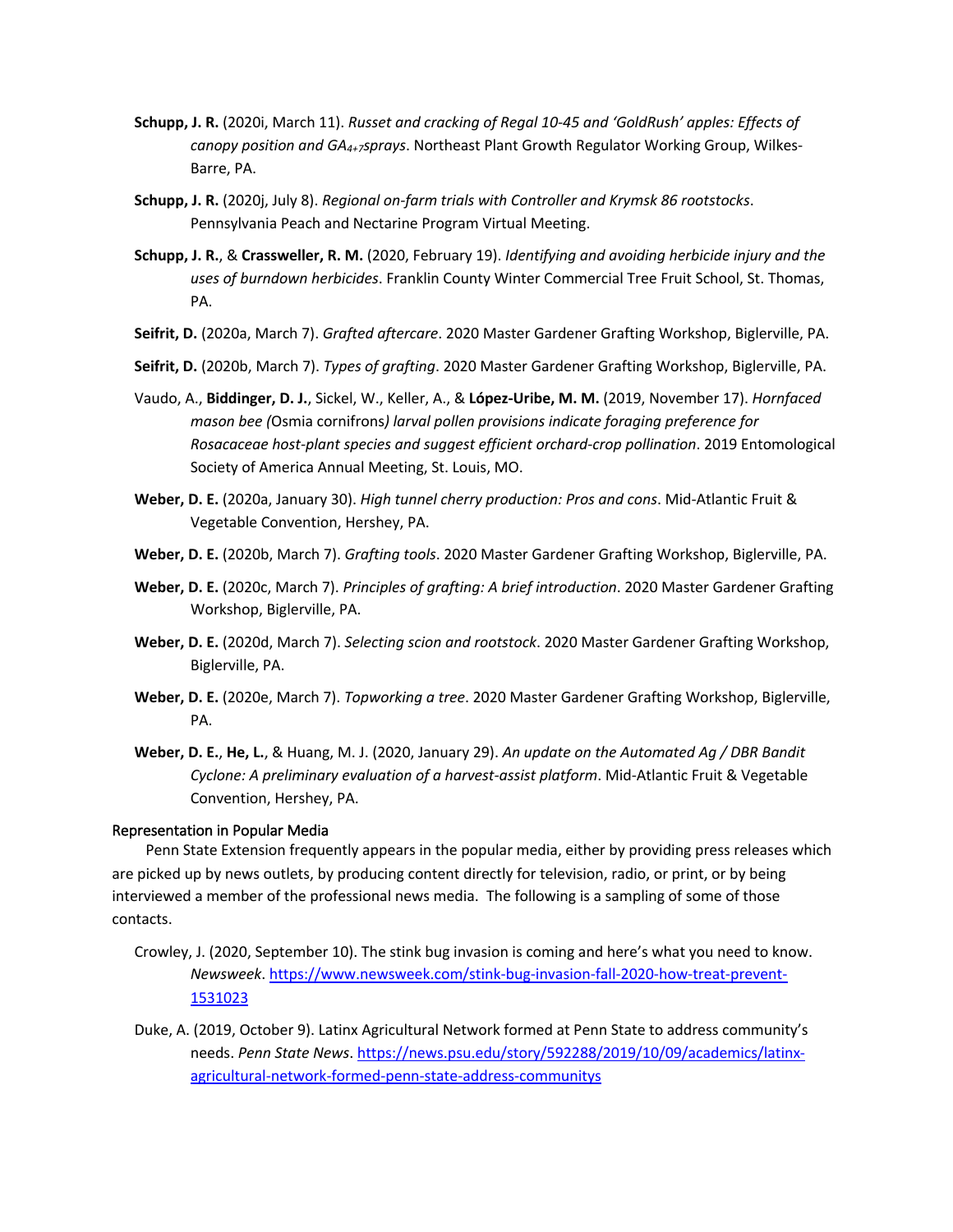**Schupp, J. R.** (2020i, March 11). *Russet and cracking of Regal 10-45 and 'GoldRush' apples: Effects of canopy position and $GA_{4+7}$ sprays*. Northeast Plant Growth Regulator Working Group, Wilkes-Barre, PA.

**Schupp, J. R.** (2020j, July 8). *Regional on-farm trials with Controller and Krymsk 86 rootstocks*. Pennsylvania Peach and Nectarine Program Virtual Meeting.

**Schupp, J. R.**, & **Crassweller, R. M.** (2020, February 19). *Identifying and avoiding herbicide injury and the uses of burndown herbicides*. Franklin County Winter Commercial Tree Fruit School, St. Thomas, PA.

**Seifrit, D.** (2020a, March 7). *Grafted aftercare*. 2020 Master Gardener Grafting Workshop, Biglerville, PA.

**Seifrit, D.** (2020b, March 7). *Types of grafting*. 2020 Master Gardener Grafting Workshop, Biglerville, PA.

Vaudo, A., **Biddinger, D. J.**, Sickel, W., Keller, A., & **López-Uribe, M. M.** (2019, November 17). *Hornfaced mason bee (*Osmia cornifrons*) larval pollen provisions indicate foraging preference for Rosacaceae host-plant species and suggest efficient orchard-crop pollination*. 2019 Entomological Society of America Annual Meeting, St. Louis, MO.

**Weber, D. E.** (2020a, January 30). *High tunnel cherry production: Pros and cons*. Mid-Atlantic Fruit & Vegetable Convention, Hershey, PA.

**Weber, D. E.** (2020b, March 7). *Grafting tools*. 2020 Master Gardener Grafting Workshop, Biglerville, PA.

**Weber, D. E.** (2020c, March 7). *Principles of grafting: A brief introduction*. 2020 Master Gardener Grafting Workshop, Biglerville, PA.

**Weber, D. E.** (2020d, March 7). *Selecting scion and rootstock*. 2020 Master Gardener Grafting Workshop, Biglerville, PA.

**Weber, D. E.** (2020e, March 7). *Topworking a tree*. 2020 Master Gardener Grafting Workshop, Biglerville, PA.

**Weber, D. E.**, **He, L.**, & Huang, M. J. (2020, January 29). *An update on the Automated Ag / DBR Bandit Cyclone: A preliminary evaluation of a harvest-assist platform*. Mid-Atlantic Fruit & Vegetable Convention, Hershey, PA.

### Representation in Popular Media

Penn State Extension frequently appears in the popular media, either by providing press releases which are picked up by news outlets, by producing content directly for television, radio, or print, or by being interviewed a member of the professional news media. The following is a sampling of some of those contacts.

Crowley, J. (2020, September 10). The stink bug invasion is coming and here's what you need to know. *Newsweek*. https://www.newsweek.com/stink-bug-invasion-fall-2020-how-treat-prevent-1531023

Duke, A. (2019, October 9). Latinx Agricultural Network formed at Penn State to address community's needs. *Penn State News*. https://news.psu.edu/story/592288/2019/10/09/academics/latinx-agricultural-network-formed-penn-state-address-communitys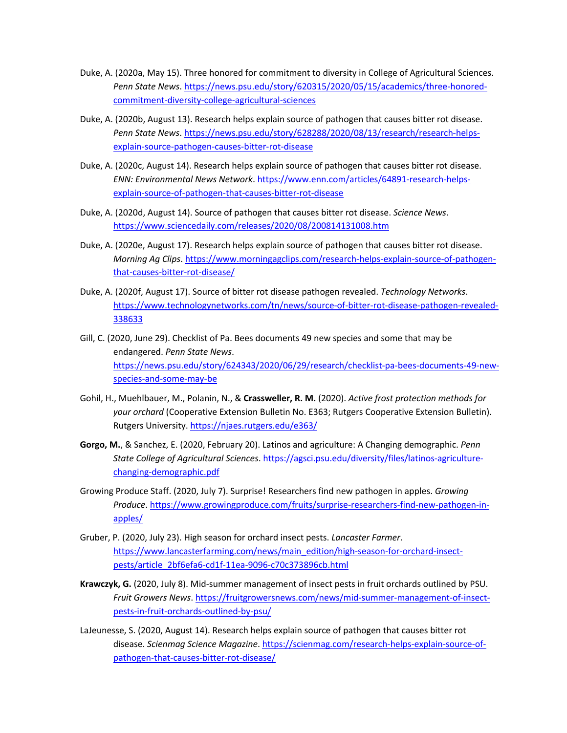Duke, A. (2020a, May 15). Three honored for commitment to diversity in College of Agricultural Sciences. *Penn State News*. https://news.psu.edu/story/620315/2020/05/15/academics/three-honored-commitment-diversity-college-agricultural-sciences

Duke, A. (2020b, August 13). Research helps explain source of pathogen that causes bitter rot disease. *Penn State News*. https://news.psu.edu/story/628288/2020/08/13/research/research-helps-explain-source-pathogen-causes-bitter-rot-disease

Duke, A. (2020c, August 14). Research helps explain source of pathogen that causes bitter rot disease. *ENN: Environmental News Network*. https://www.enn.com/articles/64891-research-helps-explain-source-of-pathogen-that-causes-bitter-rot-disease

Duke, A. (2020d, August 14). Source of pathogen that causes bitter rot disease. *Science News*. https://www.sciencedaily.com/releases/2020/08/200814131008.htm

Duke, A. (2020e, August 17). Research helps explain source of pathogen that causes bitter rot disease. *Morning Ag Clips*. https://www.morningagclips.com/research-helps-explain-source-of-pathogen-that-causes-bitter-rot-disease/

Duke, A. (2020f, August 17). Source of bitter rot disease pathogen revealed. *Technology Networks*. https://www.technologynetworks.com/tn/news/source-of-bitter-rot-disease-pathogen-revealed-338633

Gill, C. (2020, June 29). Checklist of Pa. Bees documents 49 new species and some that may be endangered. *Penn State News*. https://news.psu.edu/story/624343/2020/06/29/research/checklist-pa-bees-documents-49-new-species-and-some-may-be

Gohil, H., Muehlbauer, M., Polanin, N., & **Crassweller, R. M.** (2020). *Active frost protection methods for your orchard* (Cooperative Extension Bulletin No. E363; Rutgers Cooperative Extension Bulletin). Rutgers University. https://njaes.rutgers.edu/e363/

**Gorgo, M.**, & Sanchez, E. (2020, February 20). Latinos and agriculture: A Changing demographic. *Penn State College of Agricultural Sciences*. https://agsci.psu.edu/diversity/files/latinos-agriculture-changing-demographic.pdf

Growing Produce Staff. (2020, July 7). Surprise! Researchers find new pathogen in apples. *Growing Produce*. https://www.growingproduce.com/fruits/surprise-researchers-find-new-pathogen-in-apples/

Gruber, P. (2020, July 23). High season for orchard insect pests. *Lancaster Farmer*. https://www.lancasterfarming.com/news/main_edition/high-season-for-orchard-insect-pests/article_2bf6efa6-cd1f-11ea-9096-c70c373896cb.html

**Krawczyk, G.** (2020, July 8). Mid-summer management of insect pests in fruit orchards outlined by PSU. *Fruit Growers News*. https://fruitgrowersnews.com/news/mid-summer-management-of-insect-pests-in-fruit-orchards-outlined-by-psu/

LaJeunesse, S. (2020, August 14). Research helps explain source of pathogen that causes bitter rot disease. *Scienmag Science Magazine*. https://scienmag.com/research-helps-explain-source-of-pathogen-that-causes-bitter-rot-disease/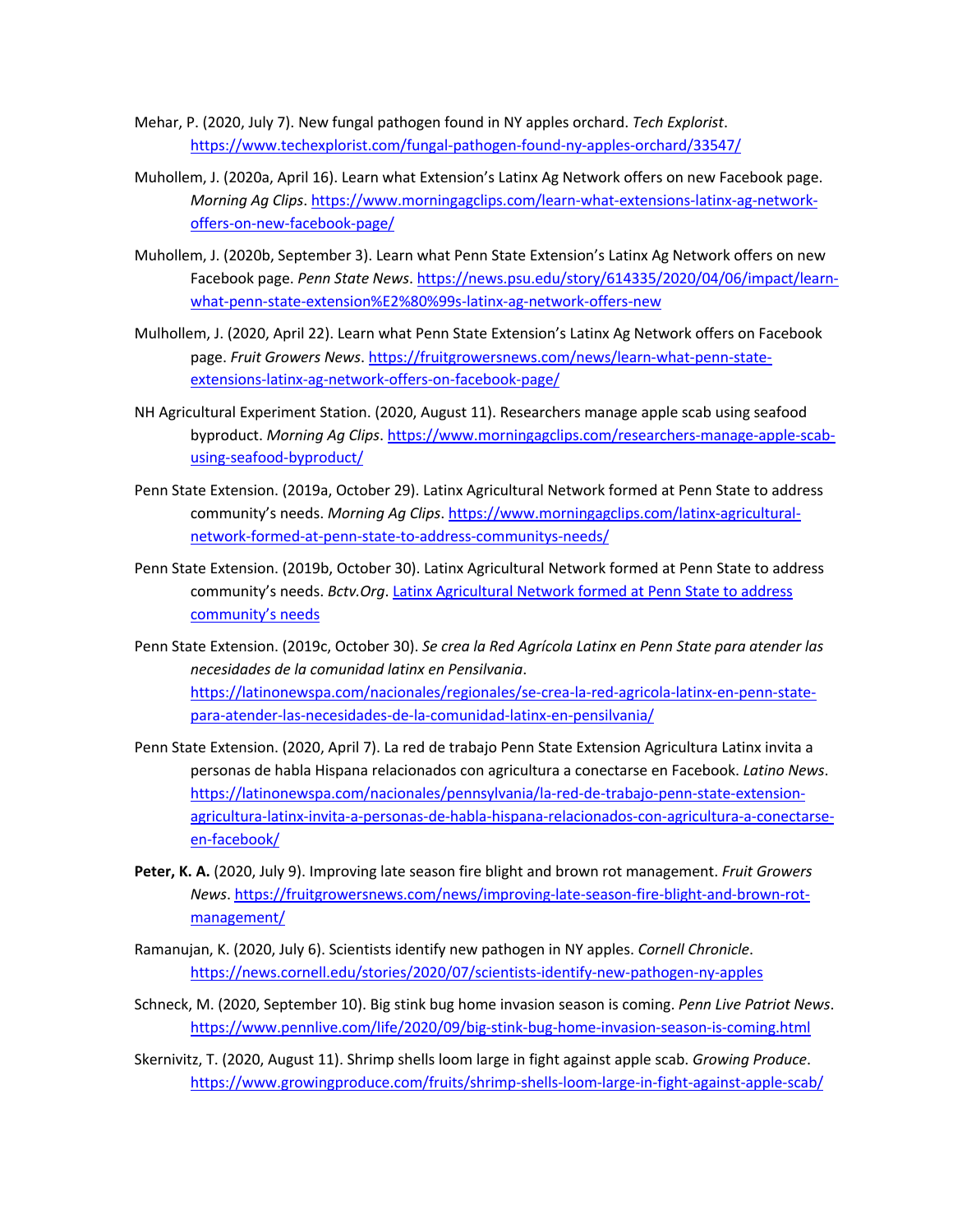Mehar, P. (2020, July 7). New fungal pathogen found in NY apples orchard. *Tech Explorist*. https://www.techexplorist.com/fungal-pathogen-found-ny-apples-orchard/33547/

Muhollem, J. (2020a, April 16). Learn what Extension's Latinx Ag Network offers on new Facebook page. *Morning Ag Clips*. https://www.morningagclips.com/learn-what-extensions-latinx-ag-network-offers-on-new-facebook-page/

Muhollem, J. (2020b, September 3). Learn what Penn State Extension's Latinx Ag Network offers on new Facebook page. *Penn State News*. https://news.psu.edu/story/614335/2020/04/06/impact/learn-what-penn-state-extension%E2%80%99s-latinx-ag-network-offers-new

Mulhollem, J. (2020, April 22). Learn what Penn State Extension's Latinx Ag Network offers on Facebook page. *Fruit Growers News*. https://fruitgrowersnews.com/news/learn-what-penn-state-extensions-latinx-ag-network-offers-on-facebook-page/

NH Agricultural Experiment Station. (2020, August 11). Researchers manage apple scab using seafood byproduct. *Morning Ag Clips*. https://www.morningagclips.com/researchers-manage-apple-scab-using-seafood-byproduct/

Penn State Extension. (2019a, October 29). Latinx Agricultural Network formed at Penn State to address community's needs. *Morning Ag Clips*. https://www.morningagclips.com/latinx-agricultural-network-formed-at-penn-state-to-address-communitys-needs/

Penn State Extension. (2019b, October 30). Latinx Agricultural Network formed at Penn State to address community's needs. *Bctv.Org*. Latinx Agricultural Network formed at Penn State to address community's needs

Penn State Extension. (2019c, October 30). *Se crea la Red Agrícola Latinx en Penn State para atender las necesidades de la comunidad latinx en Pensilvania*. https://latinonewspa.com/nacionales/regionales/se-crea-la-red-agricola-latinx-en-penn-state-para-atender-las-necesidades-de-la-comunidad-latinx-en-pensilvania/

Penn State Extension. (2020, April 7). La red de trabajo Penn State Extension Agricultura Latinx invita a personas de habla Hispana relacionados con agricultura a conectarse en Facebook. *Latino News*. https://latinonewspa.com/nacionales/pennsylvania/la-red-de-trabajo-penn-state-extension-agricultura-latinx-invita-a-personas-de-habla-hispana-relacionados-con-agricultura-a-conectarse-en-facebook/

**Peter, K. A.** (2020, July 9). Improving late season fire blight and brown rot management. *Fruit Growers News*. https://fruitgrowersnews.com/news/improving-late-season-fire-blight-and-brown-rot-management/

Ramanujan, K. (2020, July 6). Scientists identify new pathogen in NY apples. *Cornell Chronicle*. https://news.cornell.edu/stories/2020/07/scientists-identify-new-pathogen-ny-apples

Schneck, M. (2020, September 10). Big stink bug home invasion season is coming. *Penn Live Patriot News*. https://www.pennlive.com/life/2020/09/big-stink-bug-home-invasion-season-is-coming.html

Skernivitz, T. (2020, August 11). Shrimp shells loom large in fight against apple scab. *Growing Produce*. https://www.growingproduce.com/fruits/shrimp-shells-loom-large-in-fight-against-apple-scab/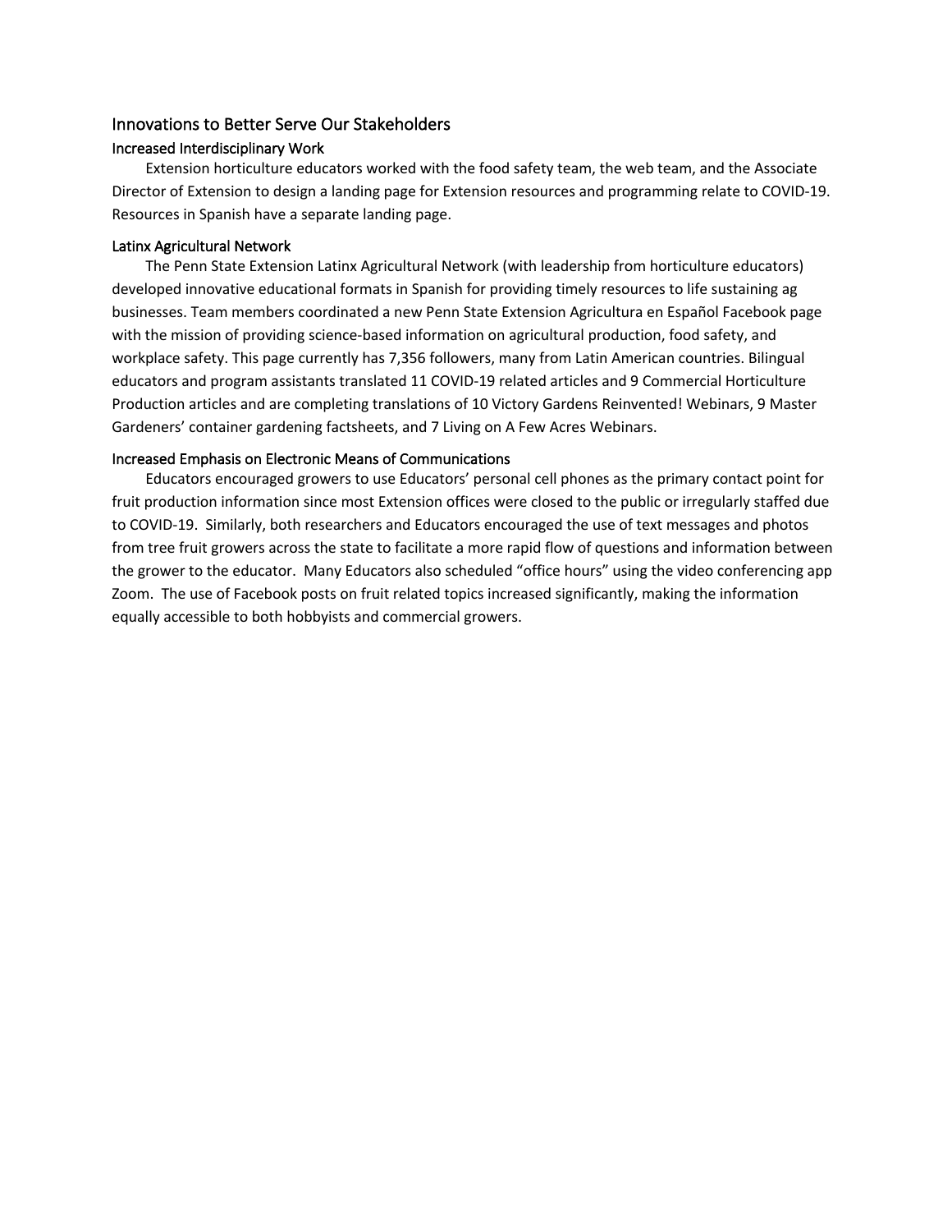## Innovations to Better Serve Our Stakeholders

### Increased Interdisciplinary Work

Extension horticulture educators worked with the food safety team, the web team, and the Associate Director of Extension to design a landing page for Extension resources and programming relate to COVID-19. Resources in Spanish have a separate landing page.

### Latinx Agricultural Network

The Penn State Extension Latinx Agricultural Network (with leadership from horticulture educators) developed innovative educational formats in Spanish for providing timely resources to life sustaining ag businesses. Team members coordinated a new Penn State Extension Agricultura en Español Facebook page with the mission of providing science-based information on agricultural production, food safety, and workplace safety. This page currently has 7,356 followers, many from Latin American countries. Bilingual educators and program assistants translated 11 COVID-19 related articles and 9 Commercial Horticulture Production articles and are completing translations of 10 Victory Gardens Reinvented! Webinars, 9 Master Gardeners' container gardening factsheets, and 7 Living on A Few Acres Webinars.

### Increased Emphasis on Electronic Means of Communications

Educators encouraged growers to use Educators' personal cell phones as the primary contact point for fruit production information since most Extension offices were closed to the public or irregularly staffed due to COVID-19. Similarly, both researchers and Educators encouraged the use of text messages and photos from tree fruit growers across the state to facilitate a more rapid flow of questions and information between the grower to the educator. Many Educators also scheduled "office hours" using the video conferencing app Zoom. The use of Facebook posts on fruit related topics increased significantly, making the information equally accessible to both hobbyists and commercial growers.